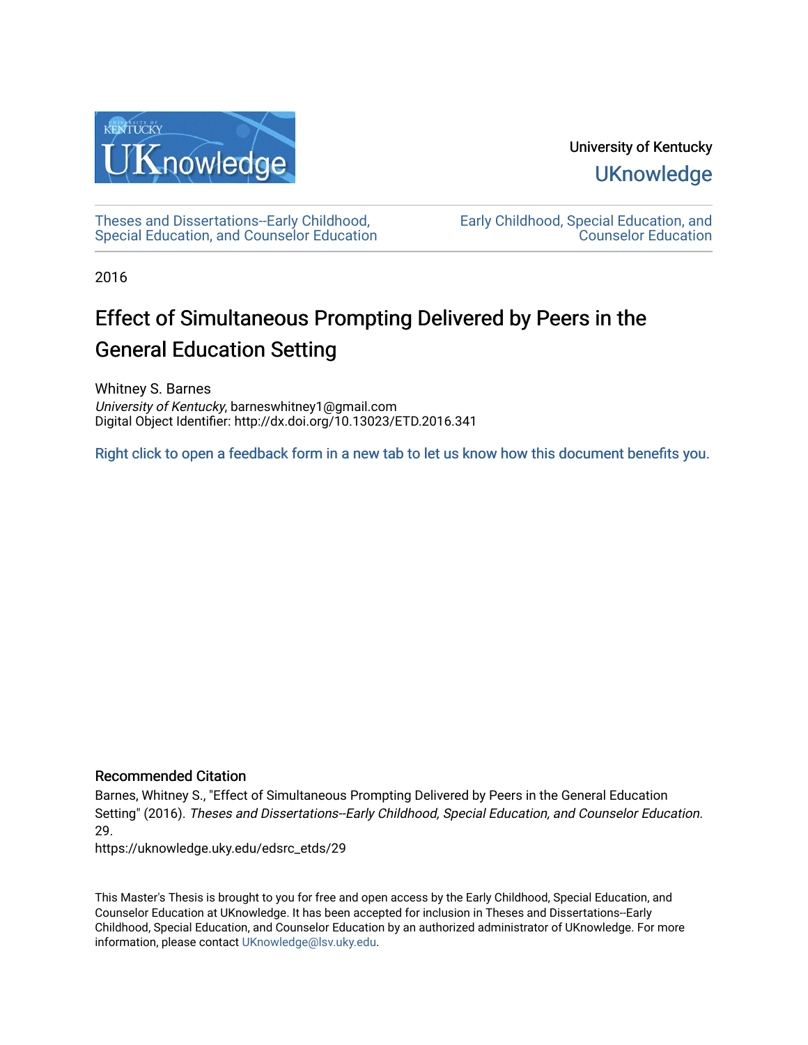University of Kentucky

UKnowledge

Theses and Dissertations--Early Childhood, Special Education, and Counselor Education

Early Childhood, Special Education, and Counselor Education

2016

# Effect of Simultaneous Prompting Delivered by Peers in the General Education Setting

Whitney S. Barnes

*University of Kentucky*, barneswhitney1@gmail.com

Digital Object Identifier: http://dx.doi.org/10.13023/ETD.2016.341

Right click to open a feedback form in a new tab to let us know how this document benefits you.

### Recommended Citation

Barnes, Whitney S., "Effect of Simultaneous Prompting Delivered by Peers in the General Education Setting" (2016). *Theses and Dissertations--Early Childhood, Special Education, and Counselor Education*. 29.
https://uknowledge.uky.edu/edsrc_etds/29

This Master's Thesis is brought to you for free and open access by the Early Childhood, Special Education, and Counselor Education at UKnowledge. It has been accepted for inclusion in Theses and Dissertations--Early Childhood, Special Education, and Counselor Education by an authorized administrator of UKnowledge. For more information, please contact UKnowledge@lsv.uky.edu.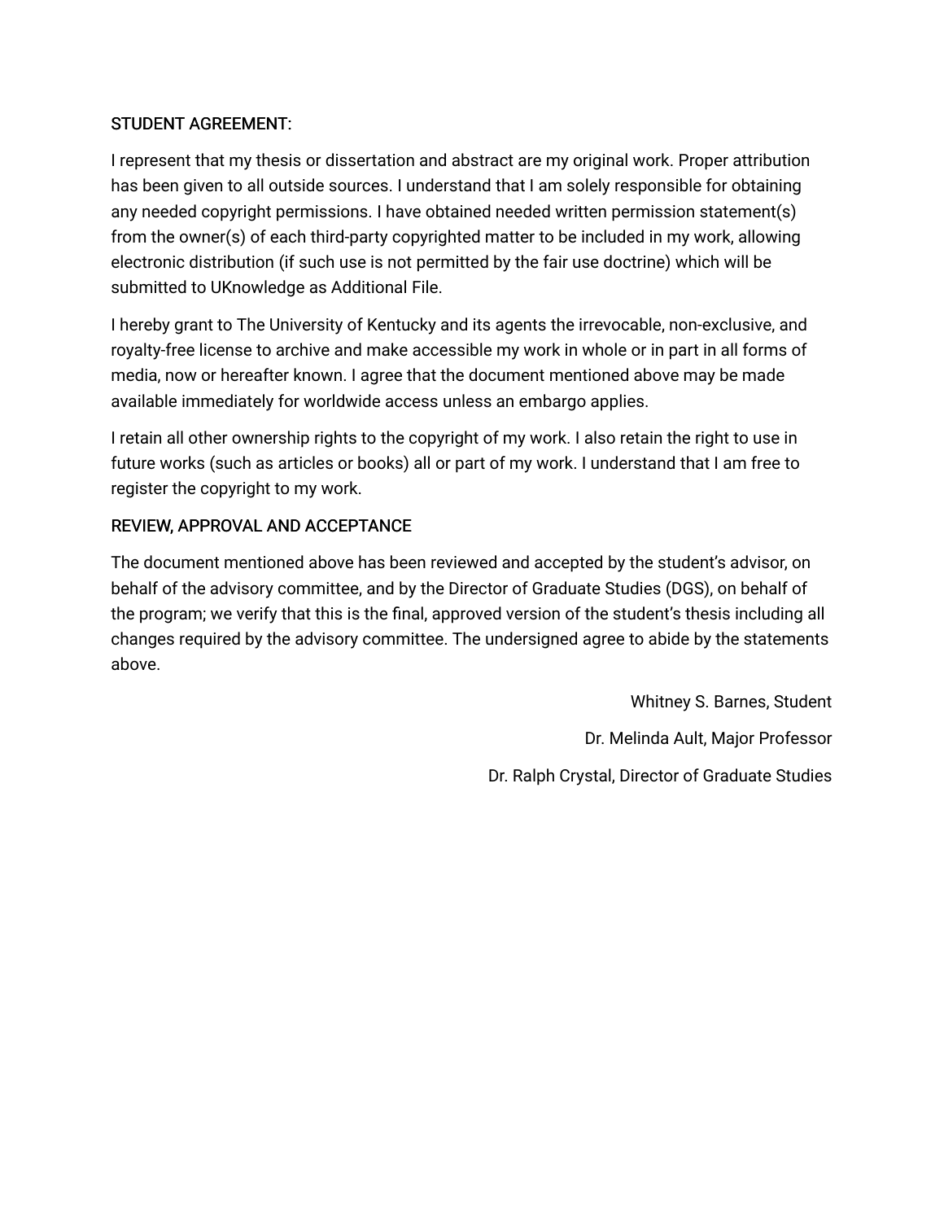STUDENT AGREEMENT:

I represent that my thesis or dissertation and abstract are my original work. Proper attribution has been given to all outside sources. I understand that I am solely responsible for obtaining any needed copyright permissions. I have obtained needed written permission statement(s) from the owner(s) of each third-party copyrighted matter to be included in my work, allowing electronic distribution (if such use is not permitted by the fair use doctrine) which will be submitted to UKnowledge as Additional File.

I hereby grant to The University of Kentucky and its agents the irrevocable, non-exclusive, and royalty-free license to archive and make accessible my work in whole or in part in all forms of media, now or hereafter known. I agree that the document mentioned above may be made available immediately for worldwide access unless an embargo applies.

I retain all other ownership rights to the copyright of my work. I also retain the right to use in future works (such as articles or books) all or part of my work. I understand that I am free to register the copyright to my work.

REVIEW, APPROVAL AND ACCEPTANCE

The document mentioned above has been reviewed and accepted by the student's advisor, on behalf of the advisory committee, and by the Director of Graduate Studies (DGS), on behalf of the program; we verify that this is the final, approved version of the student's thesis including all changes required by the advisory committee. The undersigned agree to abide by the statements above.

Whitney S. Barnes, Student

Dr. Melinda Ault, Major Professor

Dr. Ralph Crystal, Director of Graduate Studies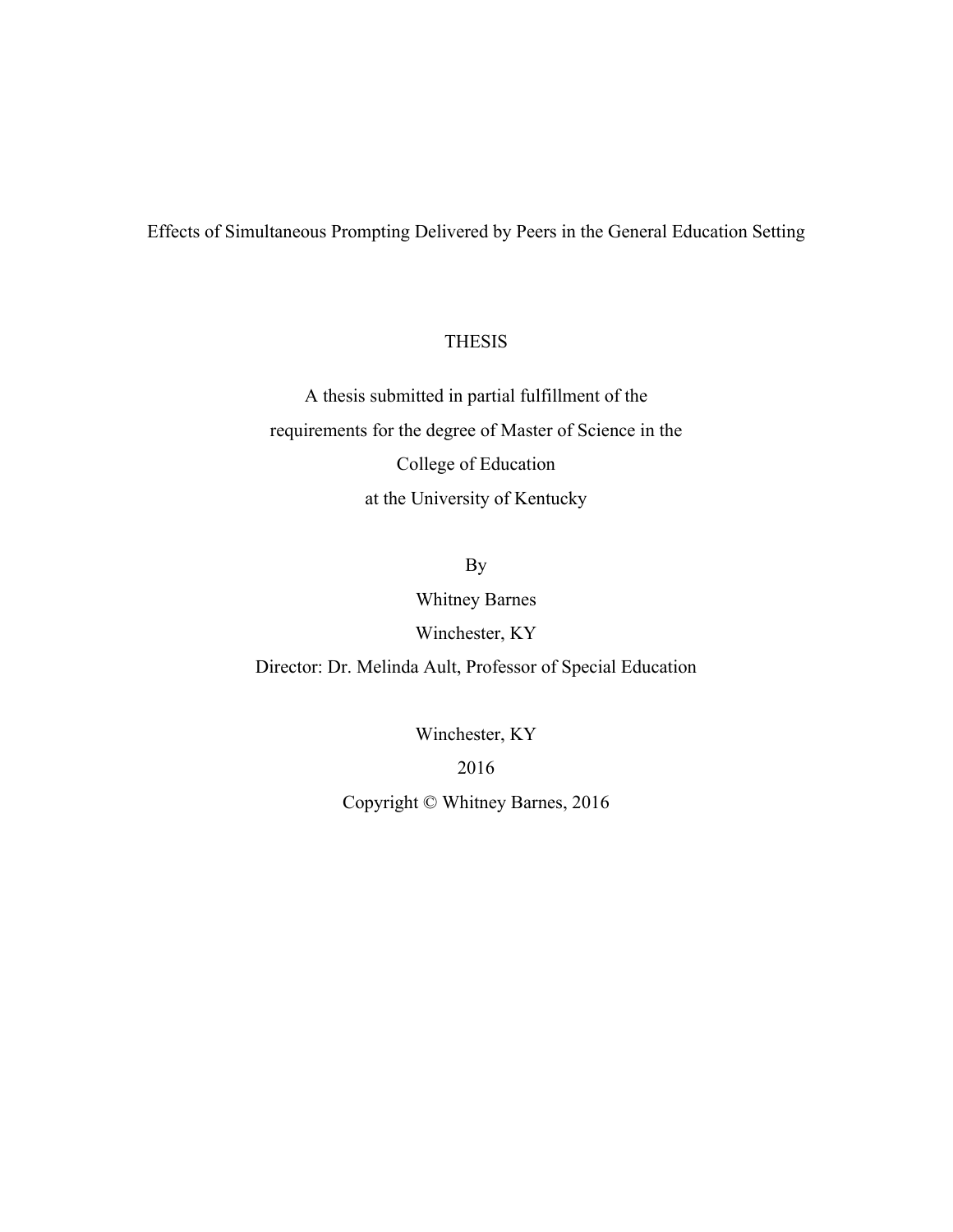Effects of Simultaneous Prompting Delivered by Peers in the General Education Setting

THESIS

A thesis submitted in partial fulfillment of the
requirements for the degree of Master of Science in the
College of Education
at the University of Kentucky

By
Whitney Barnes
Winchester, KY
Director: Dr. Melinda Ault, Professor of Special Education

Winchester, KY
2016
Copyright © Whitney Barnes, 2016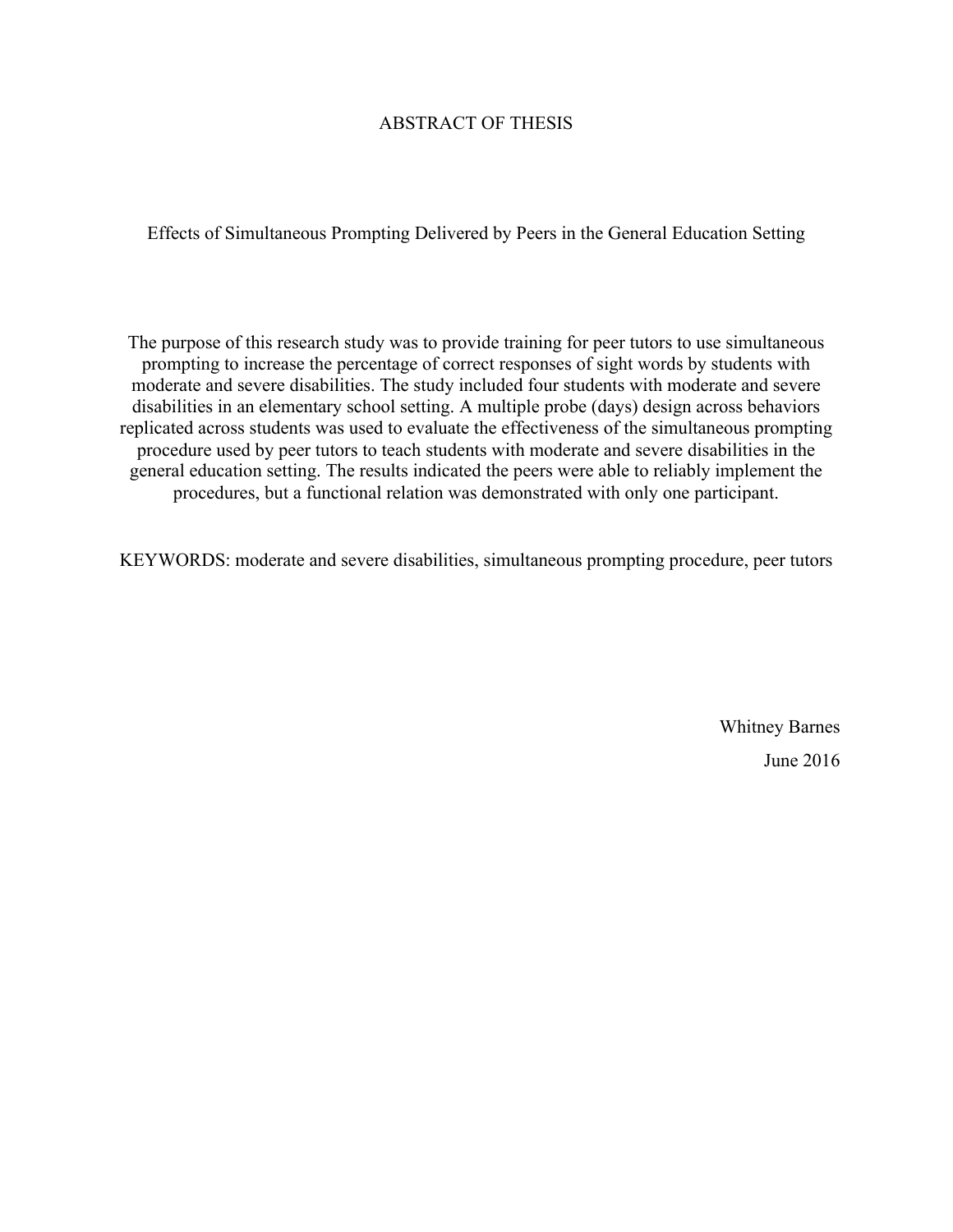# ABSTRACT OF THESIS

## Effects of Simultaneous Prompting Delivered by Peers in the General Education Setting

The purpose of this research study was to provide training for peer tutors to use simultaneous prompting to increase the percentage of correct responses of sight words by students with moderate and severe disabilities. The study included four students with moderate and severe disabilities in an elementary school setting. A multiple probe (days) design across behaviors replicated across students was used to evaluate the effectiveness of the simultaneous prompting procedure used by peer tutors to teach students with moderate and severe disabilities in the general education setting. The results indicated the peers were able to reliably implement the procedures, but a functional relation was demonstrated with only one participant.

KEYWORDS: moderate and severe disabilities, simultaneous prompting procedure, peer tutors

Whitney Barnes

June 2016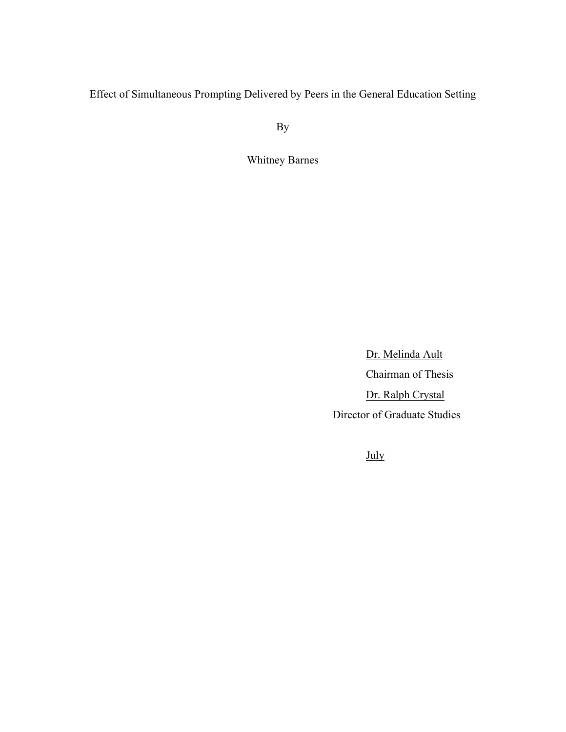Effect of Simultaneous Prompting Delivered by Peers in the General Education Setting

By

Whitney Barnes

Dr. Melinda Ault

Chairman of Thesis

Dr. Ralph Crystal

Director of Graduate Studies

July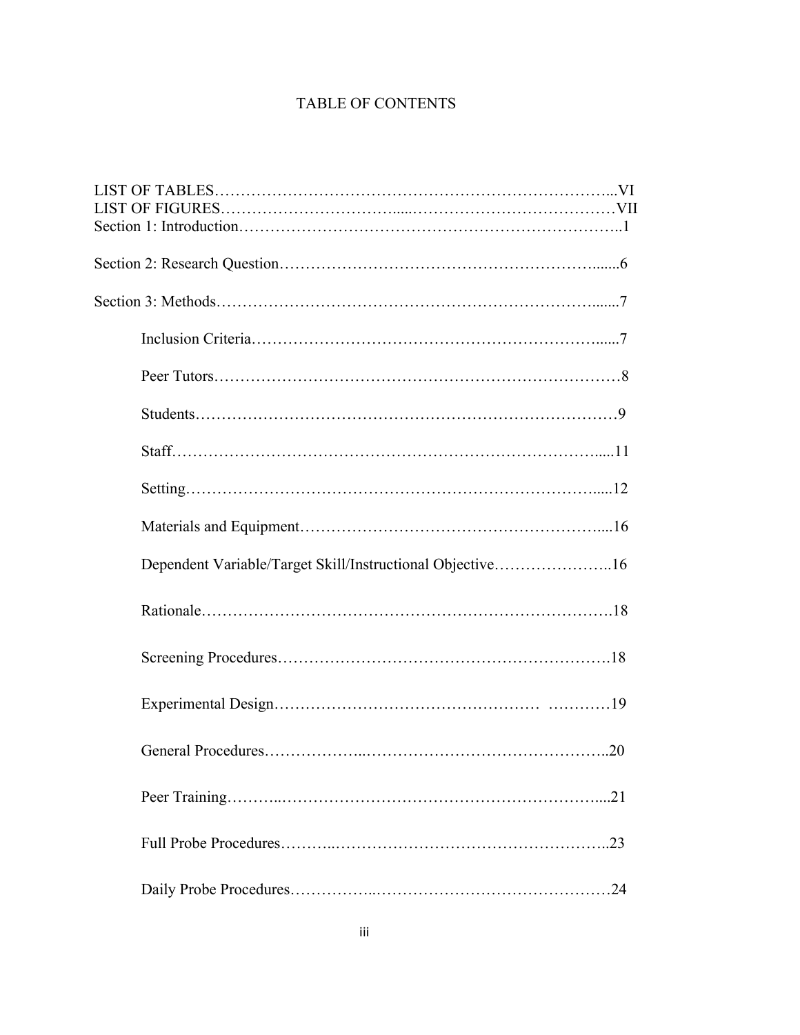# TABLE OF CONTENTS

LIST OF TABLES……………………………………………………………………...VI
LIST OF FIGURES…………………………….....…………………………………VII
Section 1: Introduction………………………………………………………………..1

Section 2: Research Question……………………………………………………......6

Section 3: Methods…………………………………………………………………......7

- Inclusion Criteria……………………………………………………………......7
- Peer Tutors…………………………………………………………………………8
- Students……………………………………………………………………………9
- Staff……………………………………………………………………………......11
- Setting………………………………………………………………………….....12
- Materials and Equipment……………………………………………………....16
- Dependent Variable/Target Skill/Instructional Objective…………………..16
- Rationale……………………………………………………………………….18
- Screening Procedures………………………………………………………….18
- Experimental Design…………………………………………… …………19
- General Procedures……………….……………………………………..20
- Peer Training………..……………………………………………………....21
- Full Probe Procedures………..……………………………………………..23
- Daily Probe Procedures……………..………………………………………24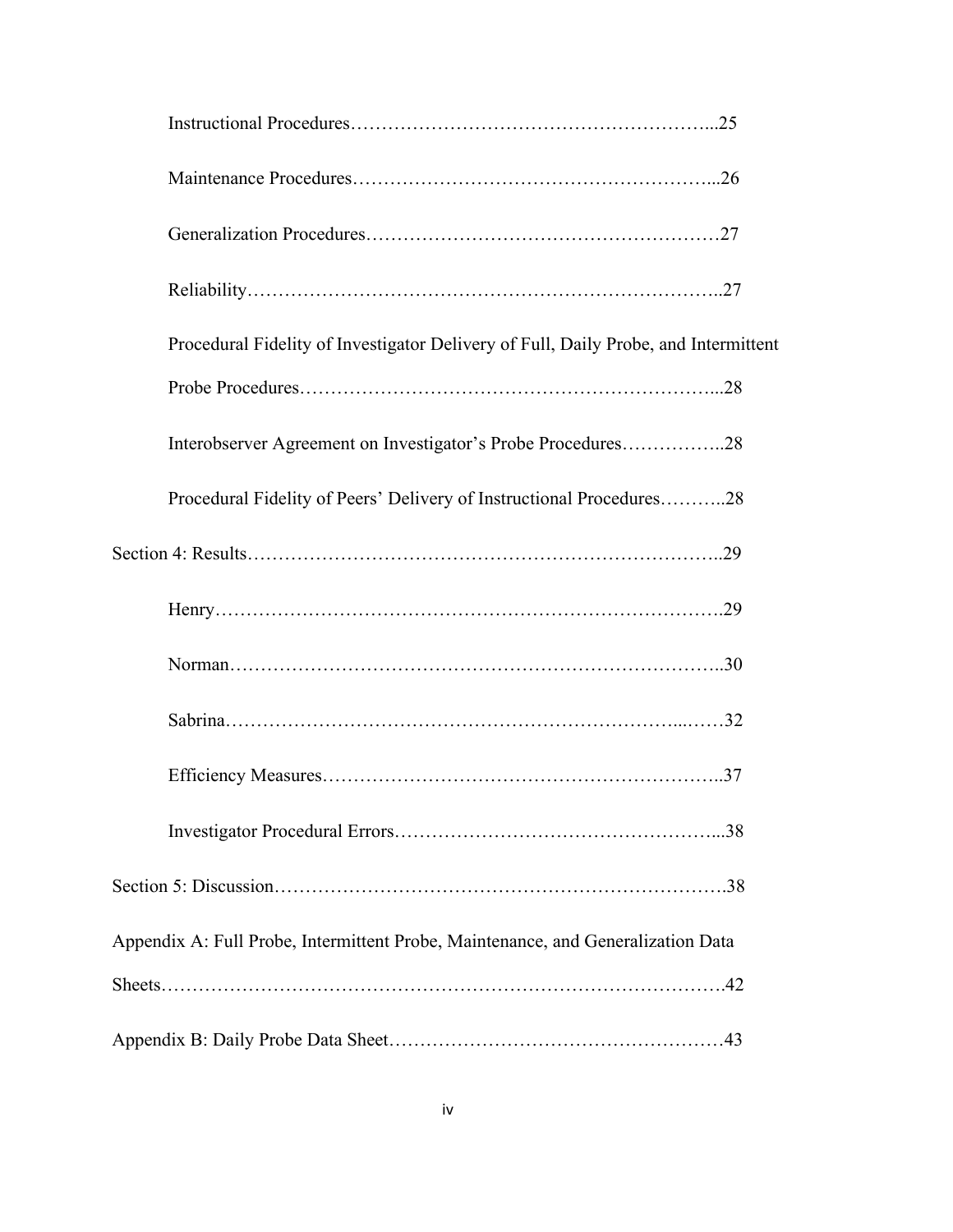Instructional Procedures....................................................25

Maintenance Procedures....................................................26

Generalization Procedures....................................................27

Reliability....................................................27

Procedural Fidelity of Investigator Delivery of Full, Daily Probe, and Intermittent Probe Procedures....................................................28

Interobserver Agreement on Investigator's Probe Procedures....................................................28

Procedural Fidelity of Peers' Delivery of Instructional Procedures....................................................28

Section 4: Results....................................................29

Henry....................................................29

Norman....................................................30

Sabrina....................................................32

Efficiency Measures....................................................37

Investigator Procedural Errors....................................................38

Section 5: Discussion....................................................38

Appendix A: Full Probe, Intermittent Probe, Maintenance, and Generalization Data Sheets....................................................42

Appendix B: Daily Probe Data Sheet....................................................43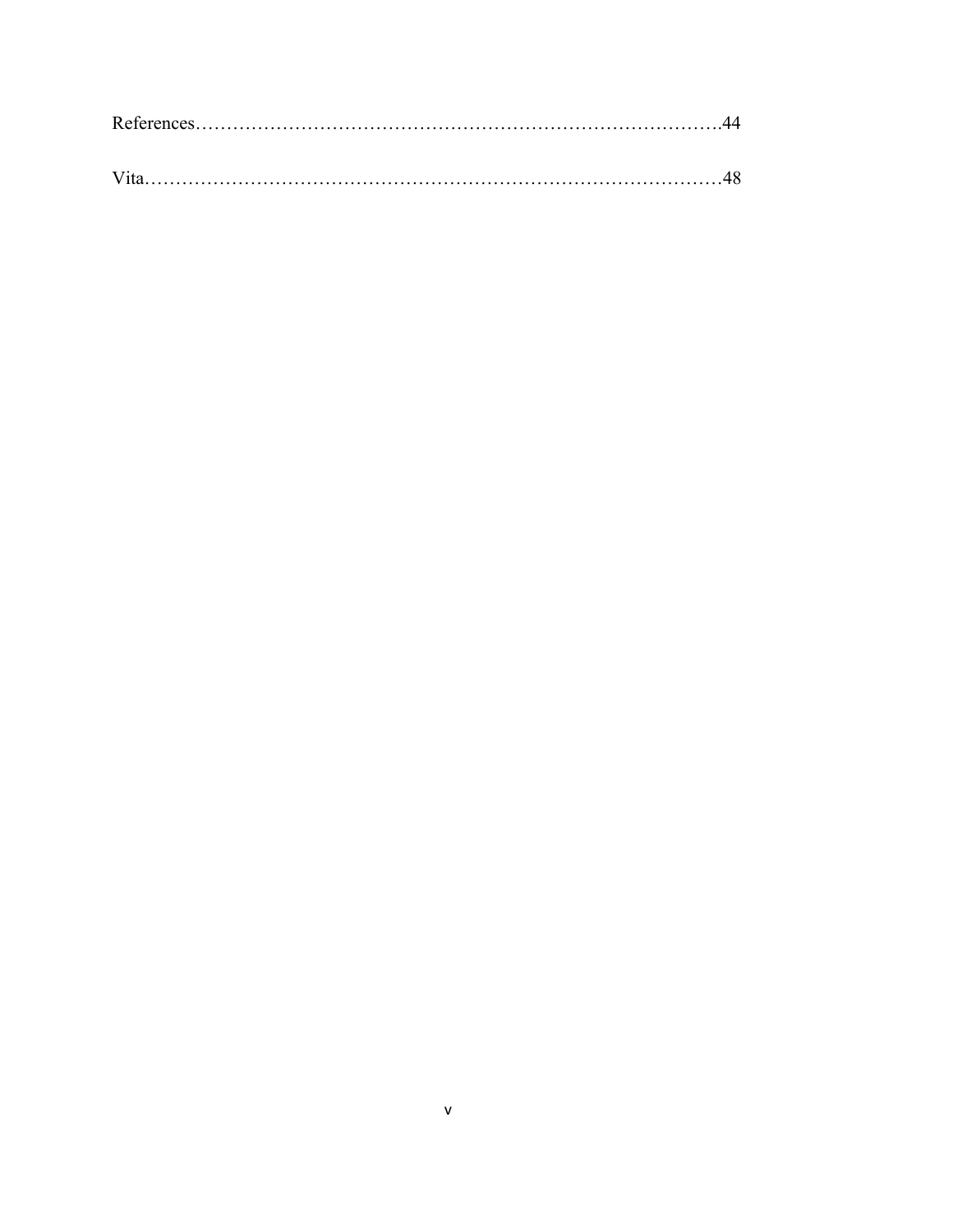References……………………………………………………………………….44

Vita………………………………………………………………………………48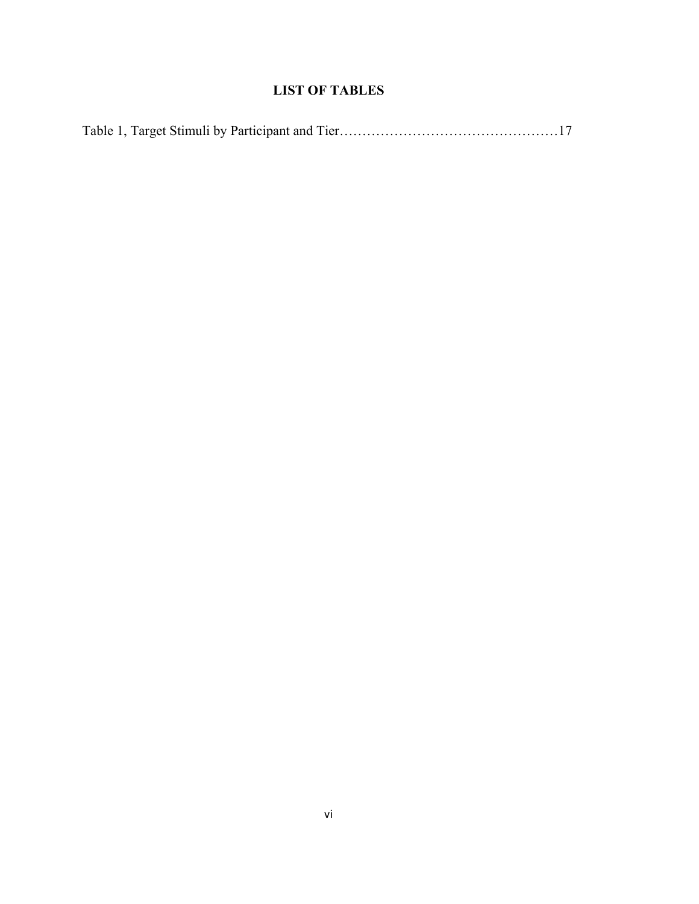# LIST OF TABLES

Table 1, Target Stimuli by Participant and Tier……………………………………………17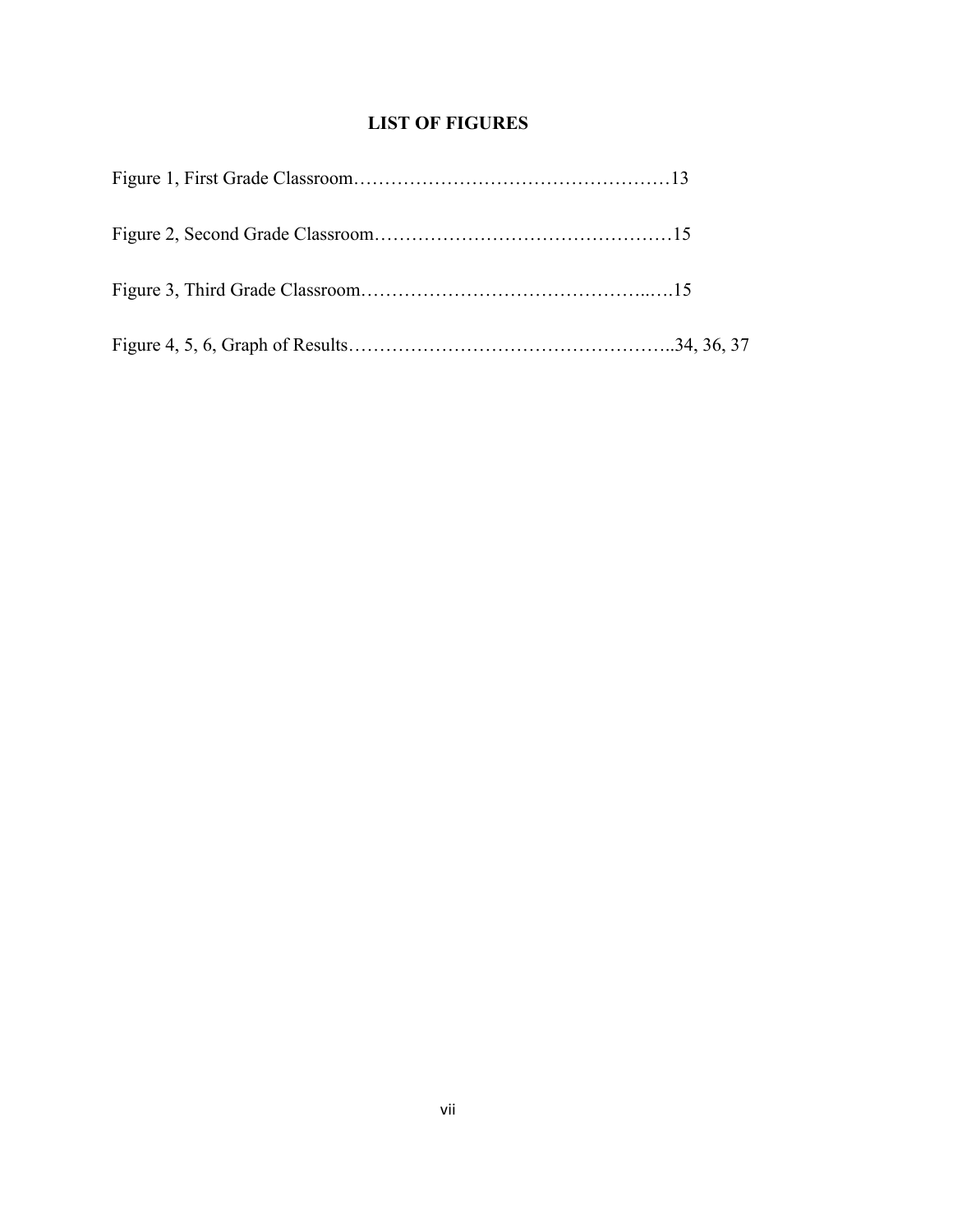## LIST OF FIGURES

Figure 1, First Grade Classroom……………………………………………13

Figure 2, Second Grade Classroom…………………………………………15

Figure 3, Third Grade Classroom…………………………………….….15

Figure 4, 5, 6, Graph of Results……………………………………………..34, 36, 37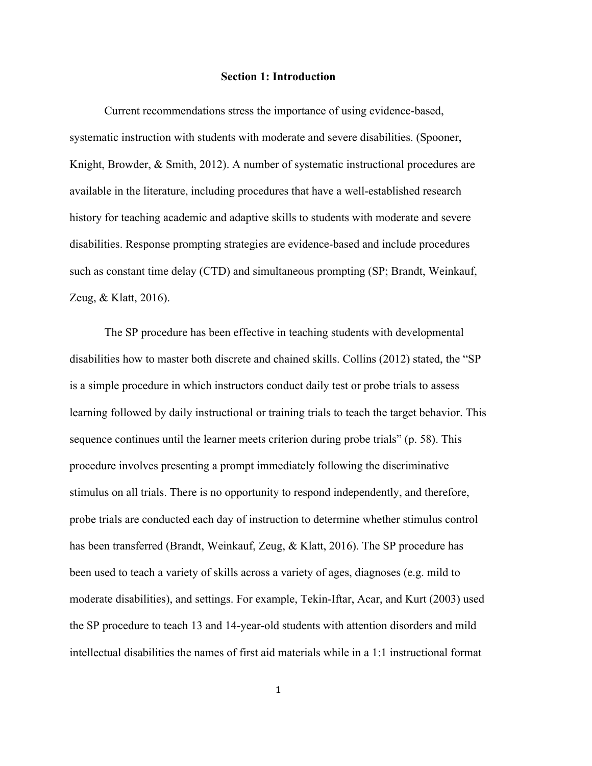# Section 1: Introduction

Current recommendations stress the importance of using evidence-based, systematic instruction with students with moderate and severe disabilities. (Spooner, Knight, Browder, & Smith, 2012). A number of systematic instructional procedures are available in the literature, including procedures that have a well-established research history for teaching academic and adaptive skills to students with moderate and severe disabilities. Response prompting strategies are evidence-based and include procedures such as constant time delay (CTD) and simultaneous prompting (SP; Brandt, Weinkauf, Zeug, & Klatt, 2016).

The SP procedure has been effective in teaching students with developmental disabilities how to master both discrete and chained skills. Collins (2012) stated, the "SP is a simple procedure in which instructors conduct daily test or probe trials to assess learning followed by daily instructional or training trials to teach the target behavior. This sequence continues until the learner meets criterion during probe trials" (p. 58). This procedure involves presenting a prompt immediately following the discriminative stimulus on all trials. There is no opportunity to respond independently, and therefore, probe trials are conducted each day of instruction to determine whether stimulus control has been transferred (Brandt, Weinkauf, Zeug, & Klatt, 2016). The SP procedure has been used to teach a variety of skills across a variety of ages, diagnoses (e.g. mild to moderate disabilities), and settings. For example, Tekin-Iftar, Acar, and Kurt (2003) used the SP procedure to teach 13 and 14-year-old students with attention disorders and mild intellectual disabilities the names of first aid materials while in a 1:1 instructional format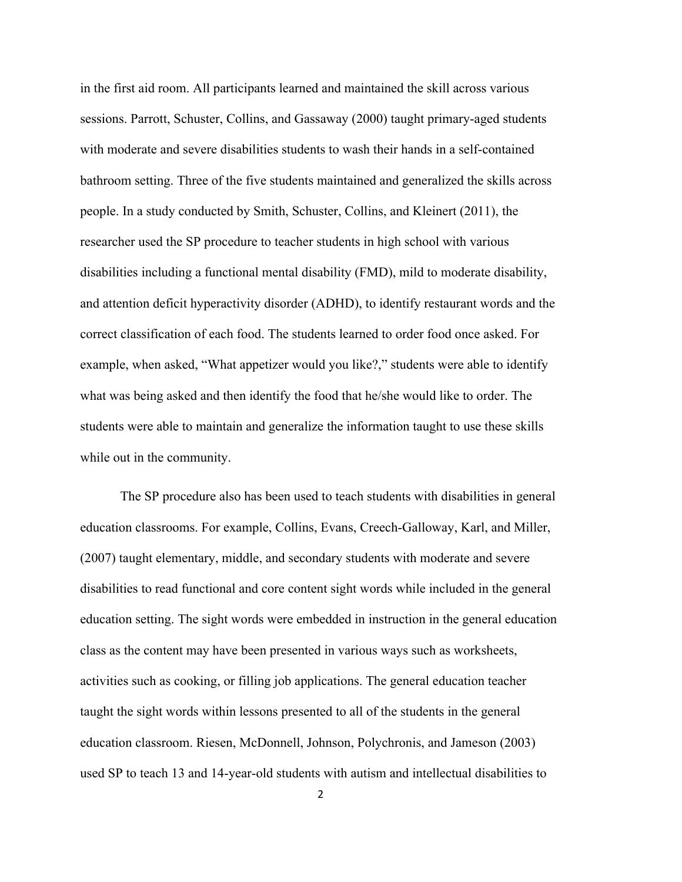in the first aid room. All participants learned and maintained the skill across various sessions. Parrott, Schuster, Collins, and Gassaway (2000) taught primary-aged students with moderate and severe disabilities students to wash their hands in a self-contained bathroom setting. Three of the five students maintained and generalized the skills across people. In a study conducted by Smith, Schuster, Collins, and Kleinert (2011), the researcher used the SP procedure to teacher students in high school with various disabilities including a functional mental disability (FMD), mild to moderate disability, and attention deficit hyperactivity disorder (ADHD), to identify restaurant words and the correct classification of each food. The students learned to order food once asked. For example, when asked, "What appetizer would you like?," students were able to identify what was being asked and then identify the food that he/she would like to order. The students were able to maintain and generalize the information taught to use these skills while out in the community.

The SP procedure also has been used to teach students with disabilities in general education classrooms. For example, Collins, Evans, Creech-Galloway, Karl, and Miller, (2007) taught elementary, middle, and secondary students with moderate and severe disabilities to read functional and core content sight words while included in the general education setting. The sight words were embedded in instruction in the general education class as the content may have been presented in various ways such as worksheets, activities such as cooking, or filling job applications. The general education teacher taught the sight words within lessons presented to all of the students in the general education classroom. Riesen, McDonnell, Johnson, Polychronis, and Jameson (2003) used SP to teach 13 and 14-year-old students with autism and intellectual disabilities to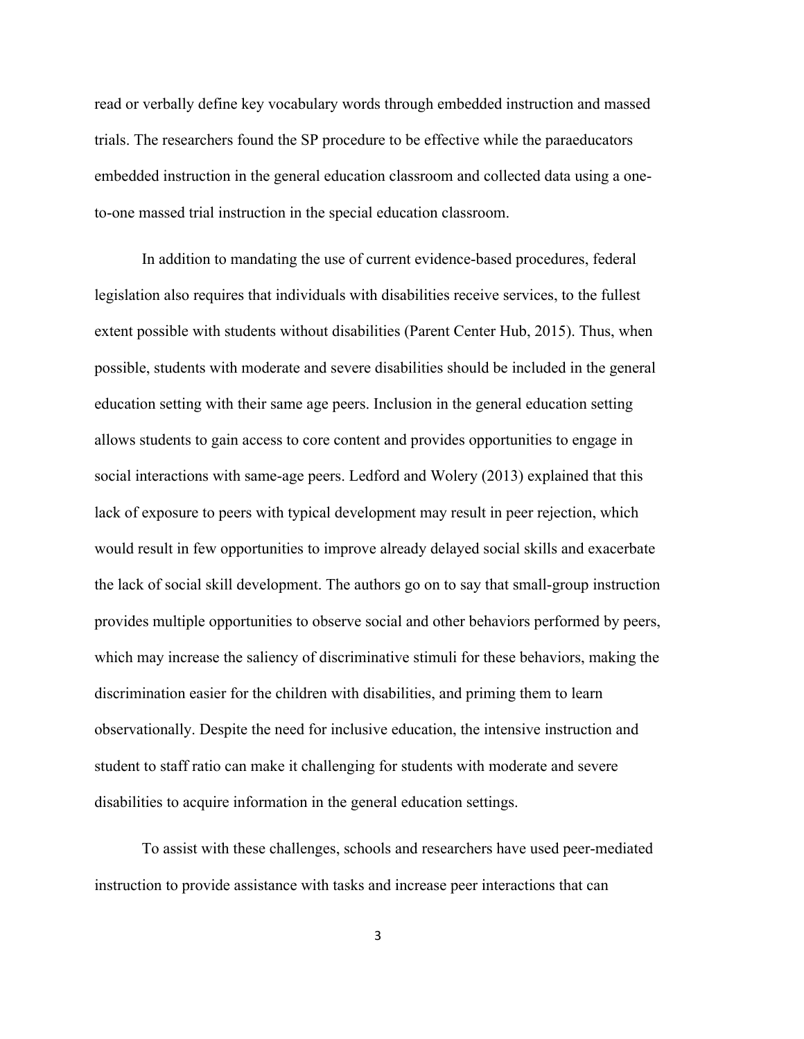read or verbally define key vocabulary words through embedded instruction and massed trials. The researchers found the SP procedure to be effective while the paraeducators embedded instruction in the general education classroom and collected data using a one-to-one massed trial instruction in the special education classroom.

In addition to mandating the use of current evidence-based procedures, federal legislation also requires that individuals with disabilities receive services, to the fullest extent possible with students without disabilities (Parent Center Hub, 2015). Thus, when possible, students with moderate and severe disabilities should be included in the general education setting with their same age peers. Inclusion in the general education setting allows students to gain access to core content and provides opportunities to engage in social interactions with same-age peers. Ledford and Wolery (2013) explained that this lack of exposure to peers with typical development may result in peer rejection, which would result in few opportunities to improve already delayed social skills and exacerbate the lack of social skill development. The authors go on to say that small-group instruction provides multiple opportunities to observe social and other behaviors performed by peers, which may increase the saliency of discriminative stimuli for these behaviors, making the discrimination easier for the children with disabilities, and priming them to learn observationally. Despite the need for inclusive education, the intensive instruction and student to staff ratio can make it challenging for students with moderate and severe disabilities to acquire information in the general education settings.

To assist with these challenges, schools and researchers have used peer-mediated instruction to provide assistance with tasks and increase peer interactions that can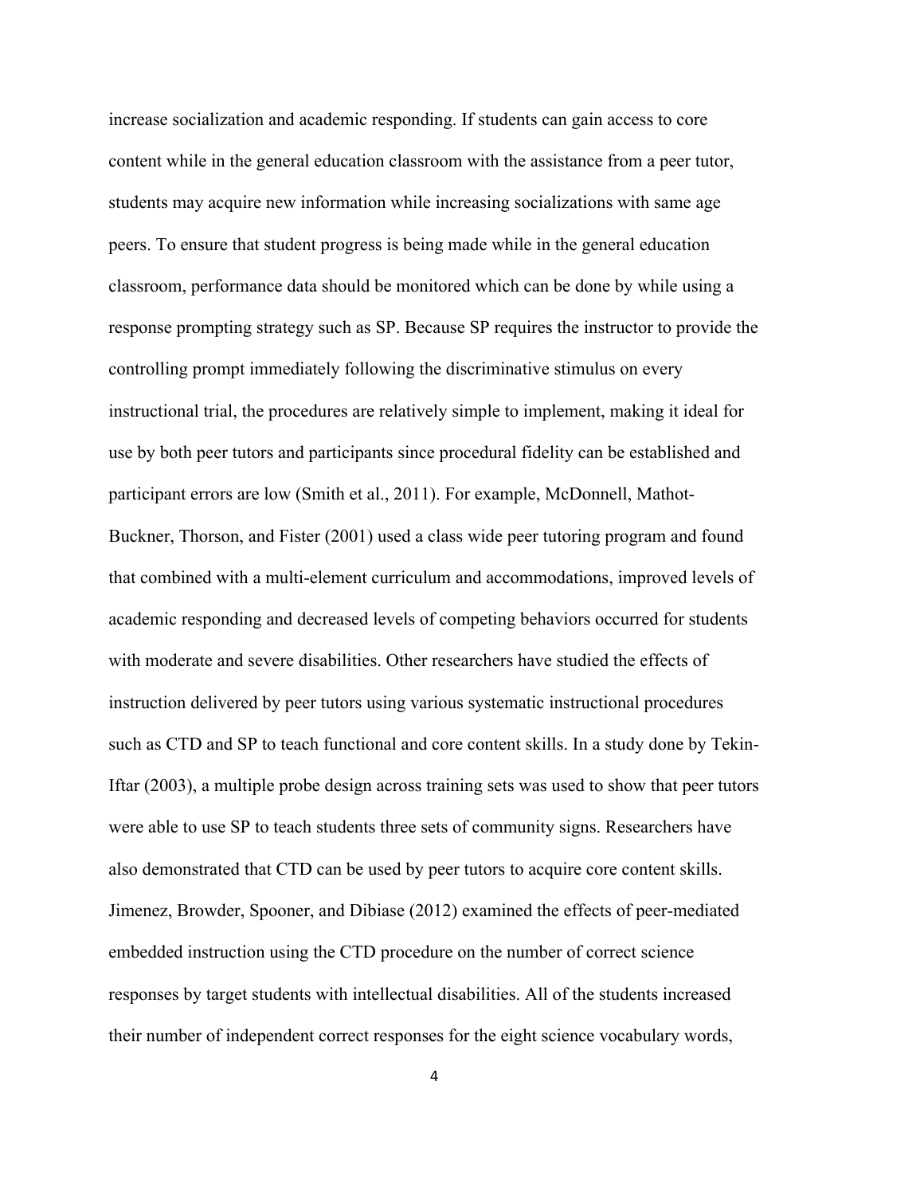increase socialization and academic responding. If students can gain access to core content while in the general education classroom with the assistance from a peer tutor, students may acquire new information while increasing socializations with same age peers. To ensure that student progress is being made while in the general education classroom, performance data should be monitored which can be done by while using a response prompting strategy such as SP. Because SP requires the instructor to provide the controlling prompt immediately following the discriminative stimulus on every instructional trial, the procedures are relatively simple to implement, making it ideal for use by both peer tutors and participants since procedural fidelity can be established and participant errors are low (Smith et al., 2011). For example, McDonnell, Mathot-Buckner, Thorson, and Fister (2001) used a class wide peer tutoring program and found that combined with a multi-element curriculum and accommodations, improved levels of academic responding and decreased levels of competing behaviors occurred for students with moderate and severe disabilities. Other researchers have studied the effects of instruction delivered by peer tutors using various systematic instructional procedures such as CTD and SP to teach functional and core content skills. In a study done by Tekin-Iftar (2003), a multiple probe design across training sets was used to show that peer tutors were able to use SP to teach students three sets of community signs. Researchers have also demonstrated that CTD can be used by peer tutors to acquire core content skills. Jimenez, Browder, Spooner, and Dibiase (2012) examined the effects of peer-mediated embedded instruction using the CTD procedure on the number of correct science responses by target students with intellectual disabilities. All of the students increased their number of independent correct responses for the eight science vocabulary words,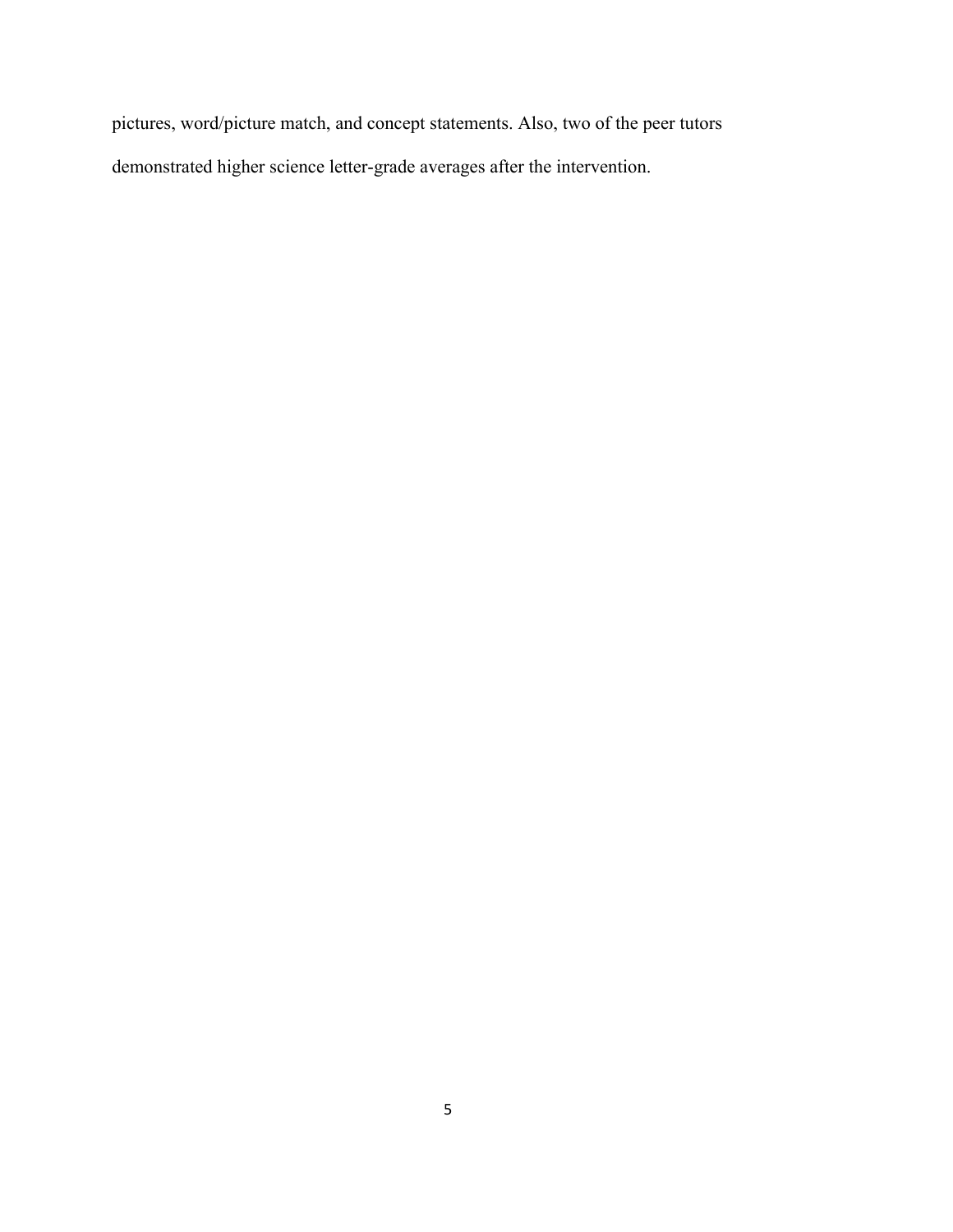pictures, word/picture match, and concept statements. Also, two of the peer tutors demonstrated higher science letter-grade averages after the intervention.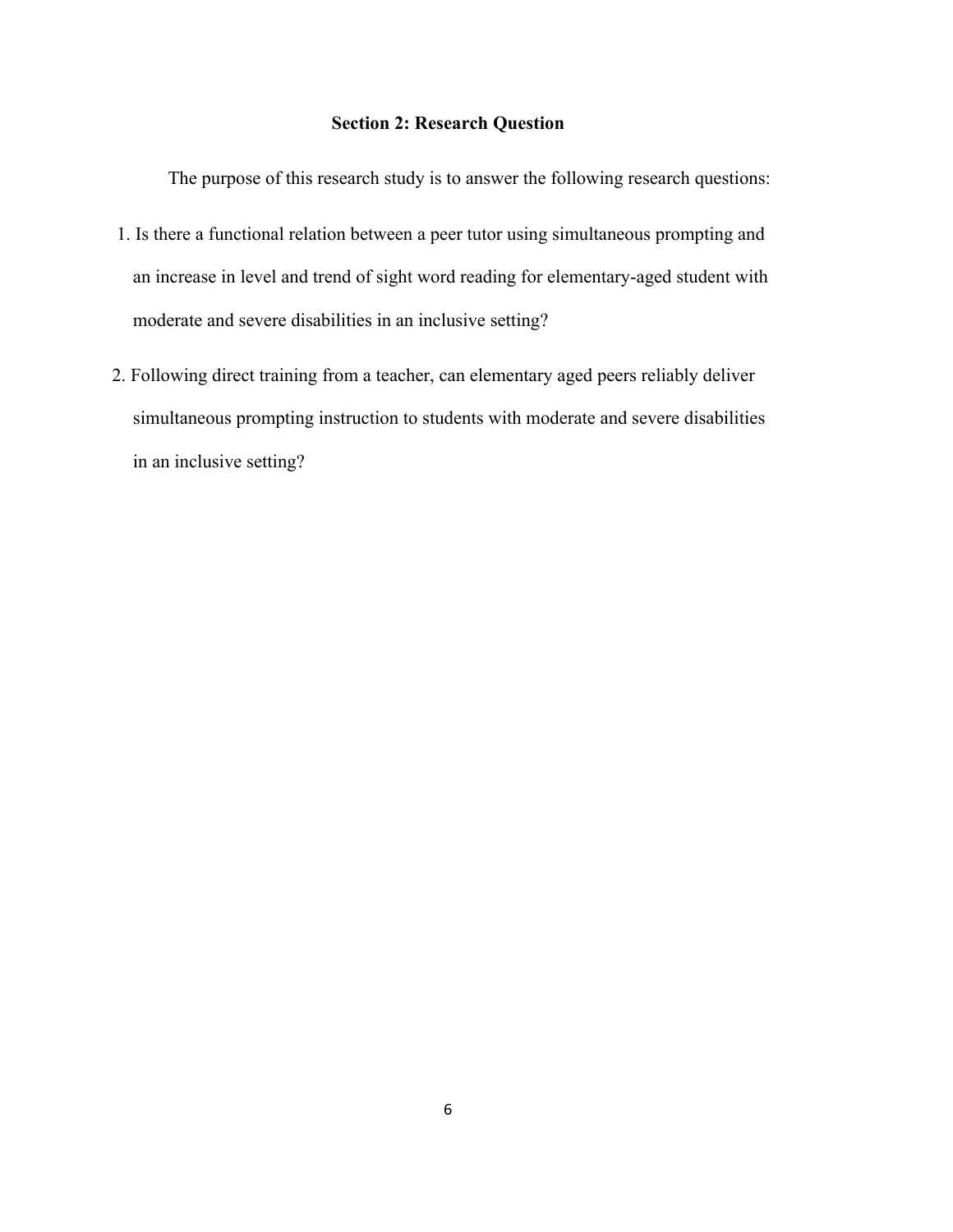## Section 2: Research Question

The purpose of this research study is to answer the following research questions:

1. Is there a functional relation between a peer tutor using simultaneous prompting and an increase in level and trend of sight word reading for elementary-aged student with moderate and severe disabilities in an inclusive setting?
2. Following direct training from a teacher, can elementary aged peers reliably deliver simultaneous prompting instruction to students with moderate and severe disabilities in an inclusive setting?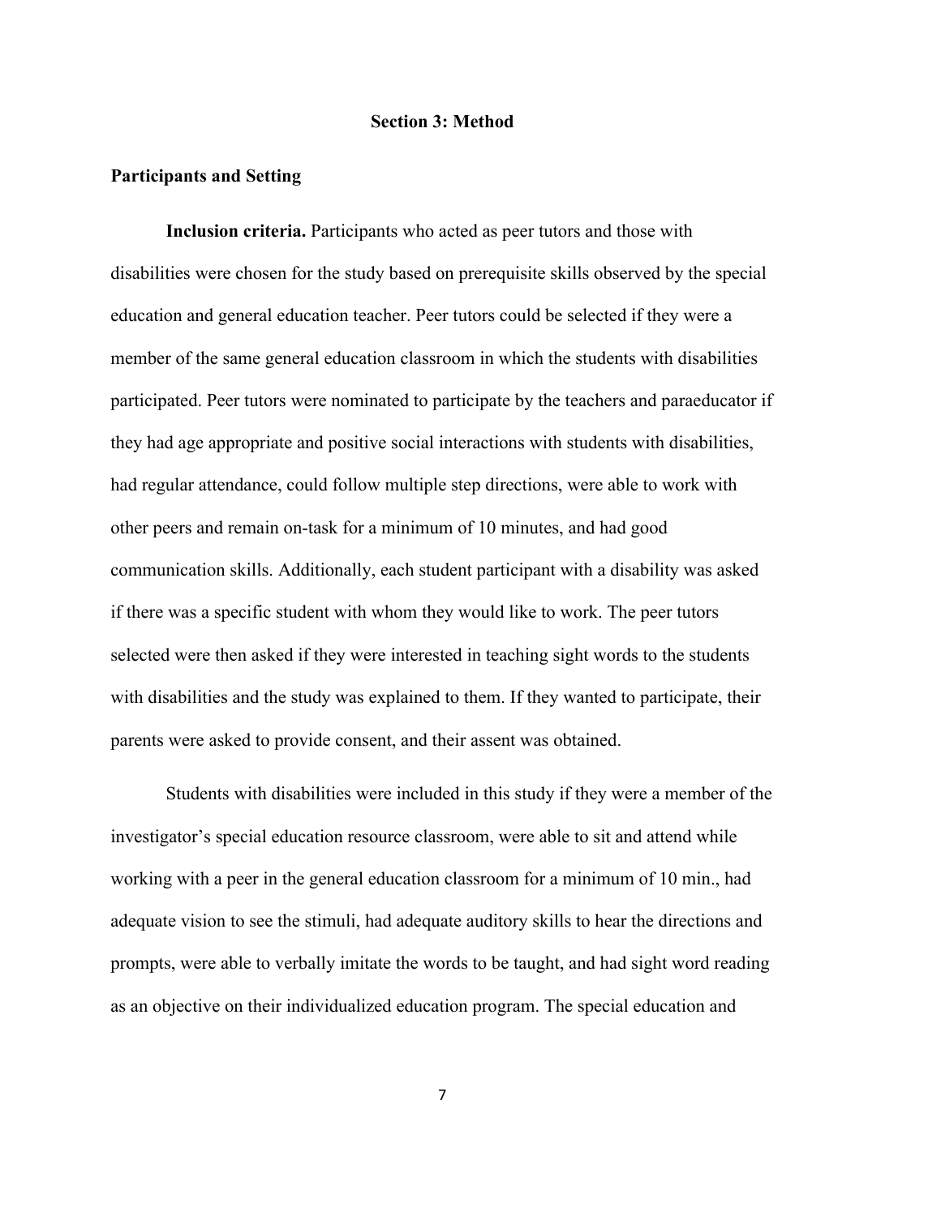# Section 3: Method

## Participants and Setting

**Inclusion criteria.** Participants who acted as peer tutors and those with disabilities were chosen for the study based on prerequisite skills observed by the special education and general education teacher. Peer tutors could be selected if they were a member of the same general education classroom in which the students with disabilities participated. Peer tutors were nominated to participate by the teachers and paraeducator if they had age appropriate and positive social interactions with students with disabilities, had regular attendance, could follow multiple step directions, were able to work with other peers and remain on-task for a minimum of 10 minutes, and had good communication skills. Additionally, each student participant with a disability was asked if there was a specific student with whom they would like to work. The peer tutors selected were then asked if they were interested in teaching sight words to the students with disabilities and the study was explained to them. If they wanted to participate, their parents were asked to provide consent, and their assent was obtained.

Students with disabilities were included in this study if they were a member of the investigator's special education resource classroom, were able to sit and attend while working with a peer in the general education classroom for a minimum of 10 min., had adequate vision to see the stimuli, had adequate auditory skills to hear the directions and prompts, were able to verbally imitate the words to be taught, and had sight word reading as an objective on their individualized education program. The special education and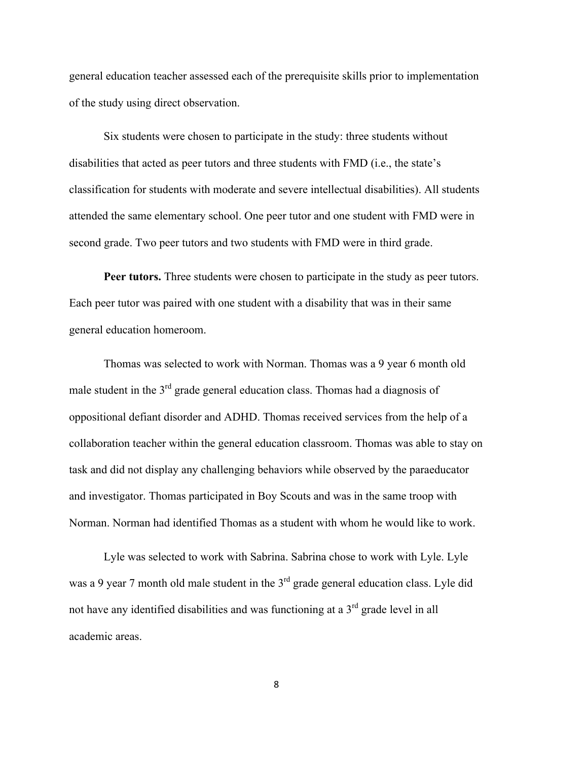general education teacher assessed each of the prerequisite skills prior to implementation of the study using direct observation.

Six students were chosen to participate in the study: three students without disabilities that acted as peer tutors and three students with FMD (i.e., the state's classification for students with moderate and severe intellectual disabilities). All students attended the same elementary school. One peer tutor and one student with FMD were in second grade. Two peer tutors and two students with FMD were in third grade.

**Peer tutors.** Three students were chosen to participate in the study as peer tutors. Each peer tutor was paired with one student with a disability that was in their same general education homeroom.

Thomas was selected to work with Norman. Thomas was a 9 year 6 month old male student in the 3rd grade general education class. Thomas had a diagnosis of oppositional defiant disorder and ADHD. Thomas received services from the help of a collaboration teacher within the general education classroom. Thomas was able to stay on task and did not display any challenging behaviors while observed by the paraeducator and investigator. Thomas participated in Boy Scouts and was in the same troop with Norman. Norman had identified Thomas as a student with whom he would like to work.

Lyle was selected to work with Sabrina. Sabrina chose to work with Lyle. Lyle was a 9 year 7 month old male student in the 3rd grade general education class. Lyle did not have any identified disabilities and was functioning at a 3rd grade level in all academic areas.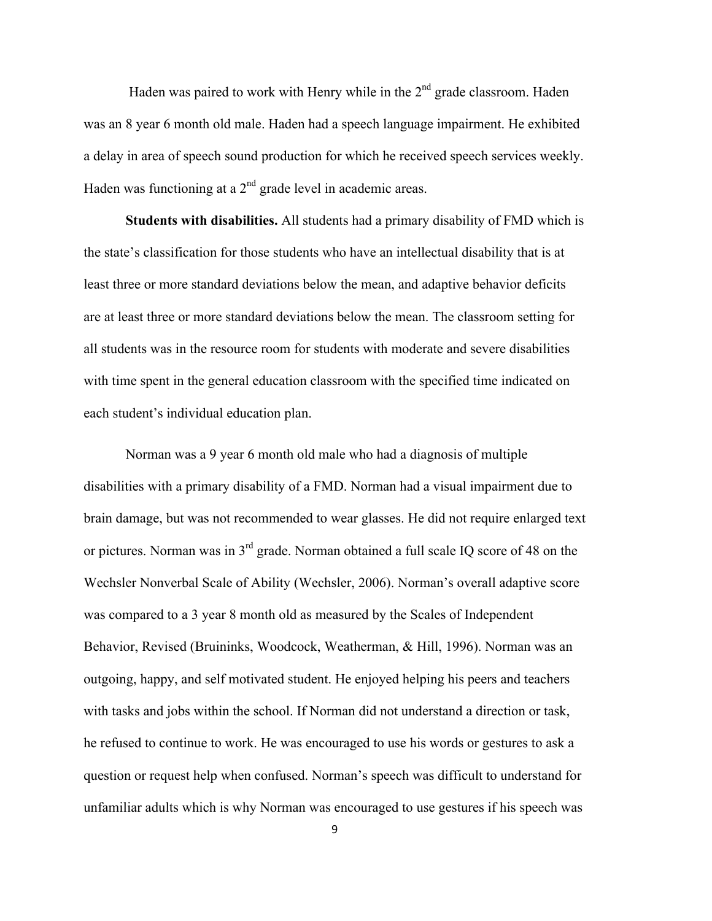Haden was paired to work with Henry while in the 2nd grade classroom. Haden was an 8 year 6 month old male. Haden had a speech language impairment. He exhibited a delay in area of speech sound production for which he received speech services weekly. Haden was functioning at a 2nd grade level in academic areas.

**Students with disabilities.** All students had a primary disability of FMD which is the state's classification for those students who have an intellectual disability that is at least three or more standard deviations below the mean, and adaptive behavior deficits are at least three or more standard deviations below the mean. The classroom setting for all students was in the resource room for students with moderate and severe disabilities with time spent in the general education classroom with the specified time indicated on each student's individual education plan.

Norman was a 9 year 6 month old male who had a diagnosis of multiple disabilities with a primary disability of a FMD. Norman had a visual impairment due to brain damage, but was not recommended to wear glasses. He did not require enlarged text or pictures. Norman was in 3rd grade. Norman obtained a full scale IQ score of 48 on the Wechsler Nonverbal Scale of Ability (Wechsler, 2006). Norman's overall adaptive score was compared to a 3 year 8 month old as measured by the Scales of Independent Behavior, Revised (Bruininks, Woodcock, Weatherman, & Hill, 1996). Norman was an outgoing, happy, and self motivated student. He enjoyed helping his peers and teachers with tasks and jobs within the school. If Norman did not understand a direction or task, he refused to continue to work. He was encouraged to use his words or gestures to ask a question or request help when confused. Norman's speech was difficult to understand for unfamiliar adults which is why Norman was encouraged to use gestures if his speech was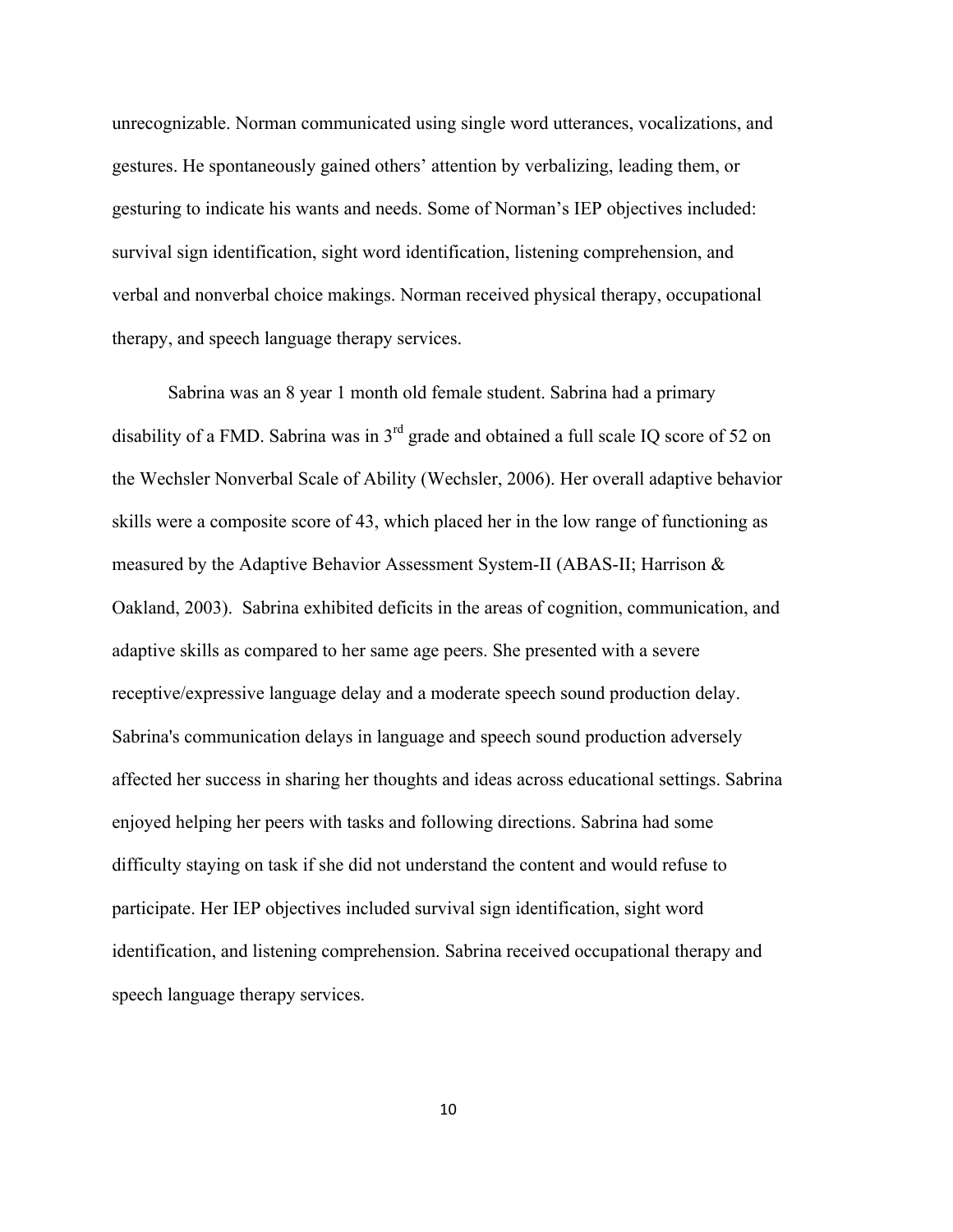unrecognizable. Norman communicated using single word utterances, vocalizations, and gestures. He spontaneously gained others' attention by verbalizing, leading them, or gesturing to indicate his wants and needs. Some of Norman's IEP objectives included: survival sign identification, sight word identification, listening comprehension, and verbal and nonverbal choice makings. Norman received physical therapy, occupational therapy, and speech language therapy services.

Sabrina was an 8 year 1 month old female student. Sabrina had a primary disability of a FMD. Sabrina was in 3rd grade and obtained a full scale IQ score of 52 on the Wechsler Nonverbal Scale of Ability (Wechsler, 2006). Her overall adaptive behavior skills were a composite score of 43, which placed her in the low range of functioning as measured by the Adaptive Behavior Assessment System-II (ABAS-II; Harrison & Oakland, 2003). Sabrina exhibited deficits in the areas of cognition, communication, and adaptive skills as compared to her same age peers. She presented with a severe receptive/expressive language delay and a moderate speech sound production delay. Sabrina's communication delays in language and speech sound production adversely affected her success in sharing her thoughts and ideas across educational settings. Sabrina enjoyed helping her peers with tasks and following directions. Sabrina had some difficulty staying on task if she did not understand the content and would refuse to participate. Her IEP objectives included survival sign identification, sight word identification, and listening comprehension. Sabrina received occupational therapy and speech language therapy services.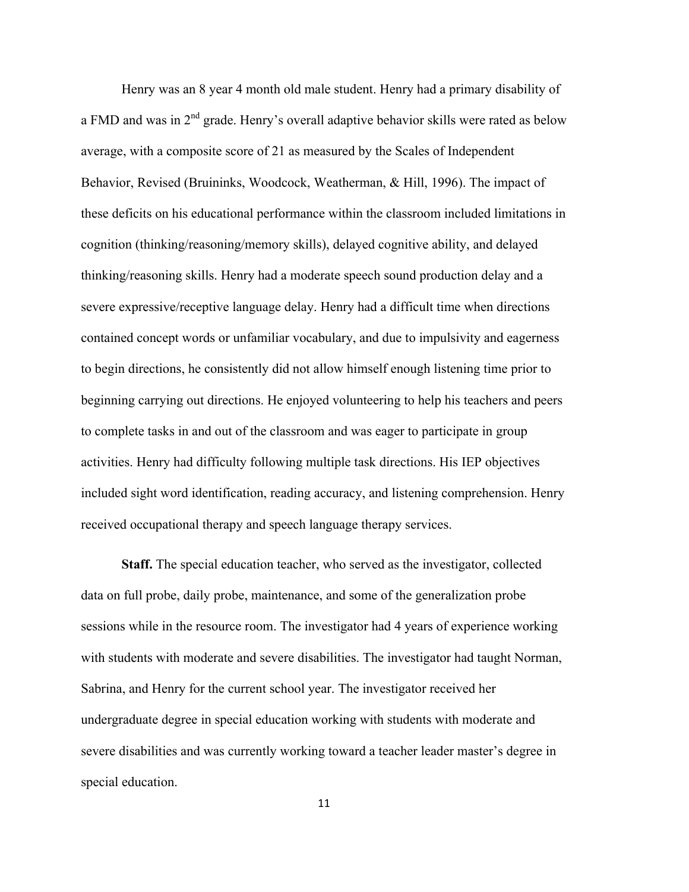Henry was an 8 year 4 month old male student. Henry had a primary disability of a FMD and was in 2nd grade. Henry's overall adaptive behavior skills were rated as below average, with a composite score of 21 as measured by the Scales of Independent Behavior, Revised (Bruininks, Woodcock, Weatherman, & Hill, 1996). The impact of these deficits on his educational performance within the classroom included limitations in cognition (thinking/reasoning/memory skills), delayed cognitive ability, and delayed thinking/reasoning skills. Henry had a moderate speech sound production delay and a severe expressive/receptive language delay. Henry had a difficult time when directions contained concept words or unfamiliar vocabulary, and due to impulsivity and eagerness to begin directions, he consistently did not allow himself enough listening time prior to beginning carrying out directions. He enjoyed volunteering to help his teachers and peers to complete tasks in and out of the classroom and was eager to participate in group activities. Henry had difficulty following multiple task directions. His IEP objectives included sight word identification, reading accuracy, and listening comprehension. Henry received occupational therapy and speech language therapy services.

**Staff.** The special education teacher, who served as the investigator, collected data on full probe, daily probe, maintenance, and some of the generalization probe sessions while in the resource room. The investigator had 4 years of experience working with students with moderate and severe disabilities. The investigator had taught Norman, Sabrina, and Henry for the current school year. The investigator received her undergraduate degree in special education working with students with moderate and severe disabilities and was currently working toward a teacher leader master's degree in special education.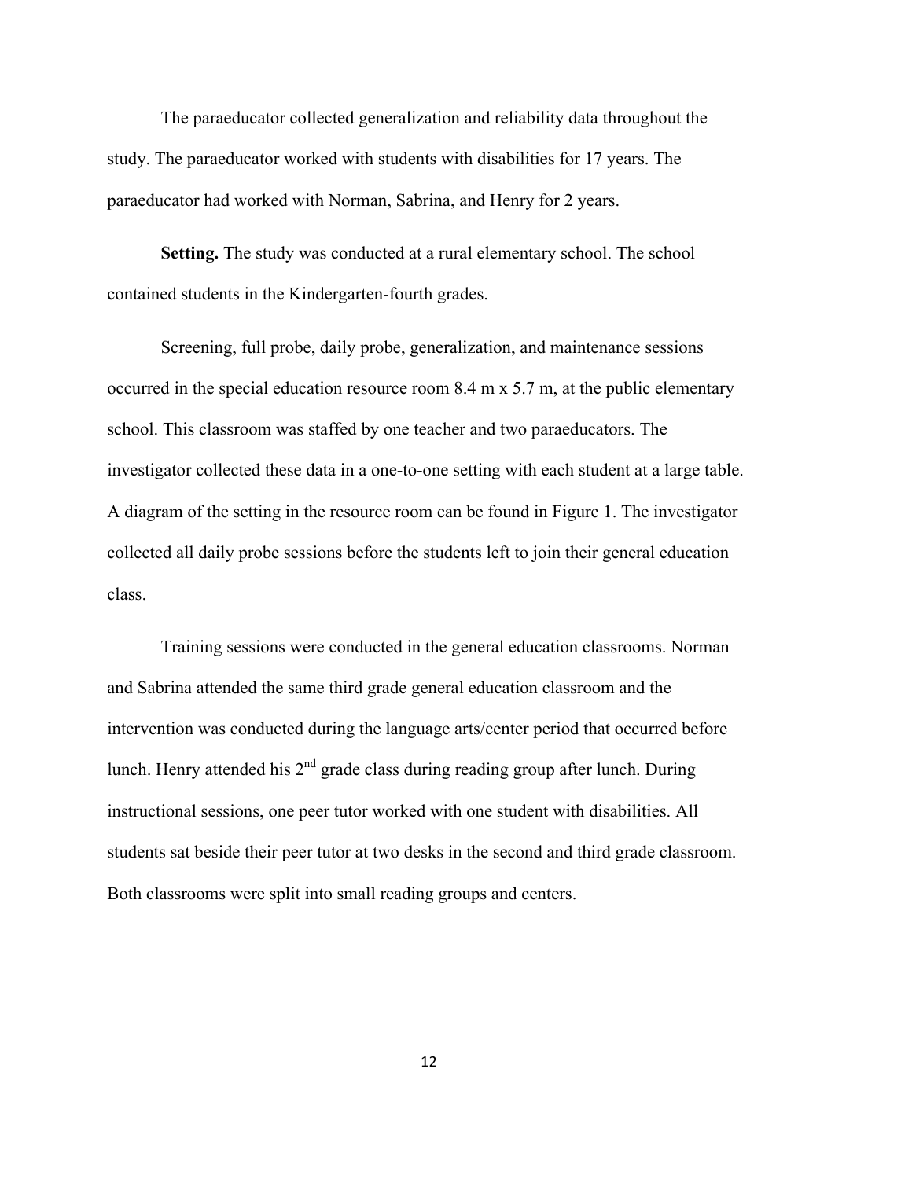The paraeducator collected generalization and reliability data throughout the study. The paraeducator worked with students with disabilities for 17 years. The paraeducator had worked with Norman, Sabrina, and Henry for 2 years.

**Setting.** The study was conducted at a rural elementary school. The school contained students in the Kindergarten-fourth grades.

Screening, full probe, daily probe, generalization, and maintenance sessions occurred in the special education resource room 8.4 m x 5.7 m, at the public elementary school. This classroom was staffed by one teacher and two paraeducators. The investigator collected these data in a one-to-one setting with each student at a large table. A diagram of the setting in the resource room can be found in Figure 1. The investigator collected all daily probe sessions before the students left to join their general education class.

Training sessions were conducted in the general education classrooms. Norman and Sabrina attended the same third grade general education classroom and the intervention was conducted during the language arts/center period that occurred before lunch. Henry attended his 2nd grade class during reading group after lunch. During instructional sessions, one peer tutor worked with one student with disabilities. All students sat beside their peer tutor at two desks in the second and third grade classroom. Both classrooms were split into small reading groups and centers.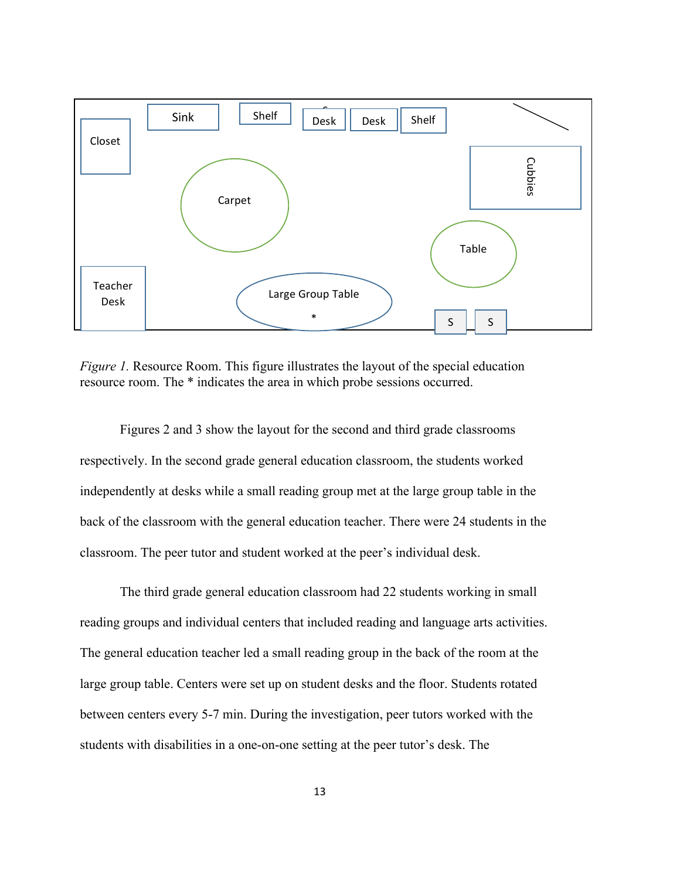*Figure 1.* Resource Room. This figure illustrates the layout of the special education resource room. The * indicates the area in which probe sessions occurred.

Figures 2 and 3 show the layout for the second and third grade classrooms respectively. In the second grade general education classroom, the students worked independently at desks while a small reading group met at the large group table in the back of the classroom with the general education teacher. There were 24 students in the classroom. The peer tutor and student worked at the peer's individual desk.

The third grade general education classroom had 22 students working in small reading groups and individual centers that included reading and language arts activities. The general education teacher led a small reading group in the back of the room at the large group table. Centers were set up on student desks and the floor. Students rotated between centers every 5-7 min. During the investigation, peer tutors worked with the students with disabilities in a one-on-one setting at the peer tutor's desk. The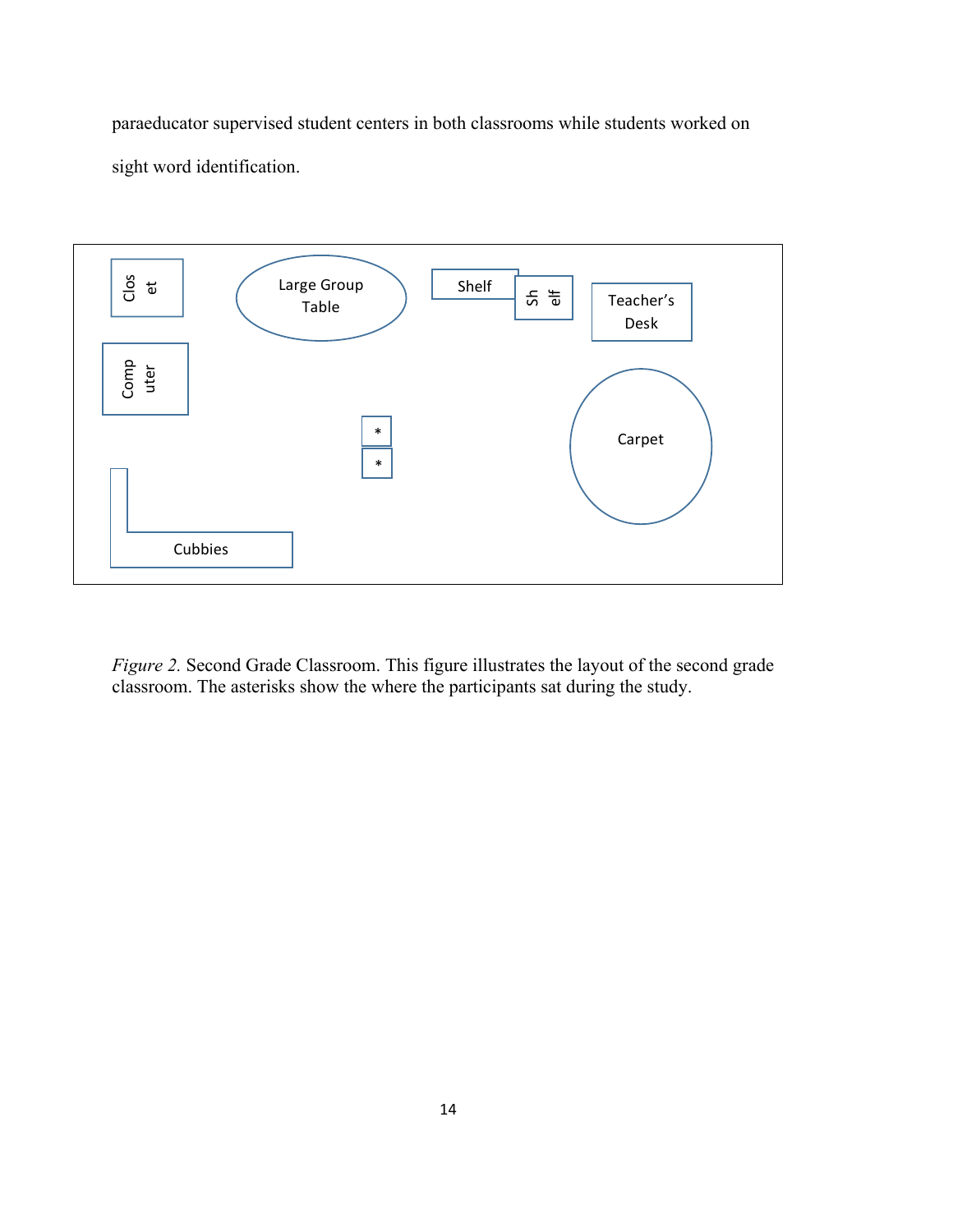paraeducator supervised student centers in both classrooms while students worked on sight word identification.

Clos et

Large Group Table

Shelf

Sh elf

Teacher's Desk

Comp uter

*

*

Carpet

Cubbies

*Figure 2.* Second Grade Classroom. This figure illustrates the layout of the second grade classroom. The asterisks show the where the participants sat during the study.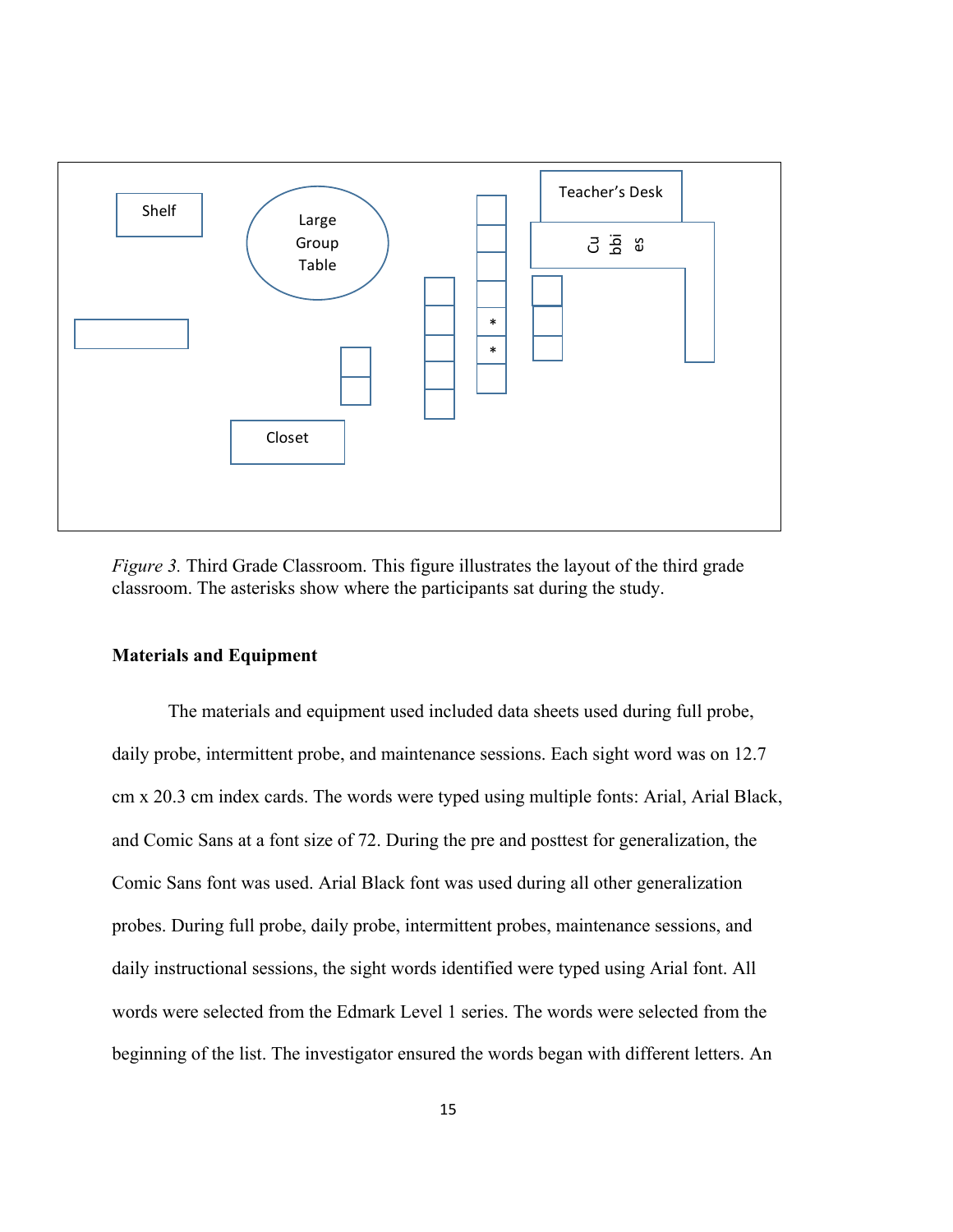*Figure 3.* Third Grade Classroom. This figure illustrates the layout of the third grade classroom. The asterisks show where the participants sat during the study.

**Materials and Equipment**

The materials and equipment used included data sheets used during full probe, daily probe, intermittent probe, and maintenance sessions. Each sight word was on 12.7 cm x 20.3 cm index cards. The words were typed using multiple fonts: Arial, Arial Black, and Comic Sans at a font size of 72. During the pre and posttest for generalization, the Comic Sans font was used. Arial Black font was used during all other generalization probes. During full probe, daily probe, intermittent probes, maintenance sessions, and daily instructional sessions, the sight words identified were typed using Arial font. All words were selected from the Edmark Level 1 series. The words were selected from the beginning of the list. The investigator ensured the words began with different letters. An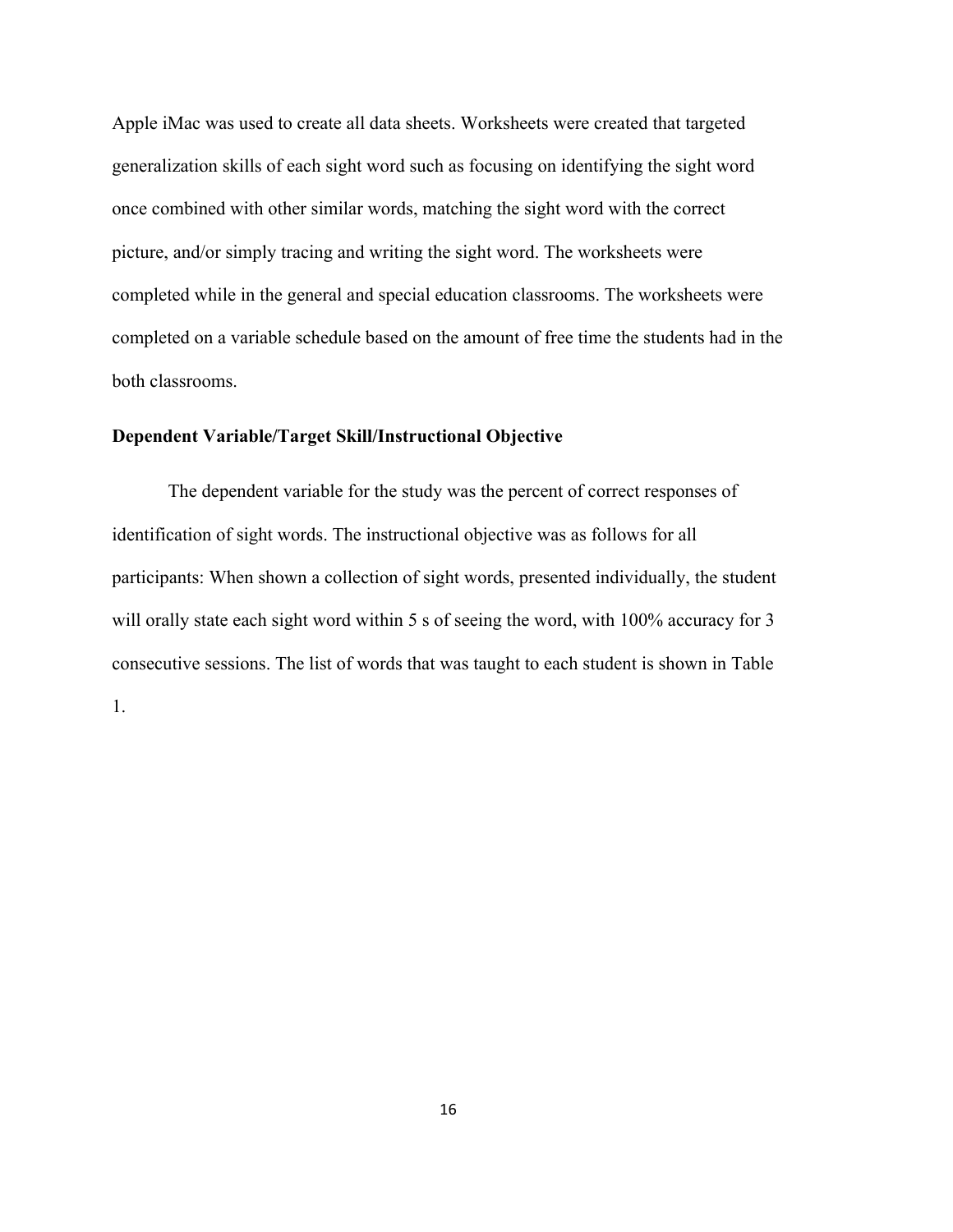Apple iMac was used to create all data sheets. Worksheets were created that targeted generalization skills of each sight word such as focusing on identifying the sight word once combined with other similar words, matching the sight word with the correct picture, and/or simply tracing and writing the sight word. The worksheets were completed while in the general and special education classrooms. The worksheets were completed on a variable schedule based on the amount of free time the students had in the both classrooms.

**Dependent Variable/Target Skill/Instructional Objective**

The dependent variable for the study was the percent of correct responses of identification of sight words. The instructional objective was as follows for all participants: When shown a collection of sight words, presented individually, the student will orally state each sight word within 5 s of seeing the word, with 100% accuracy for 3 consecutive sessions. The list of words that was taught to each student is shown in Table 1.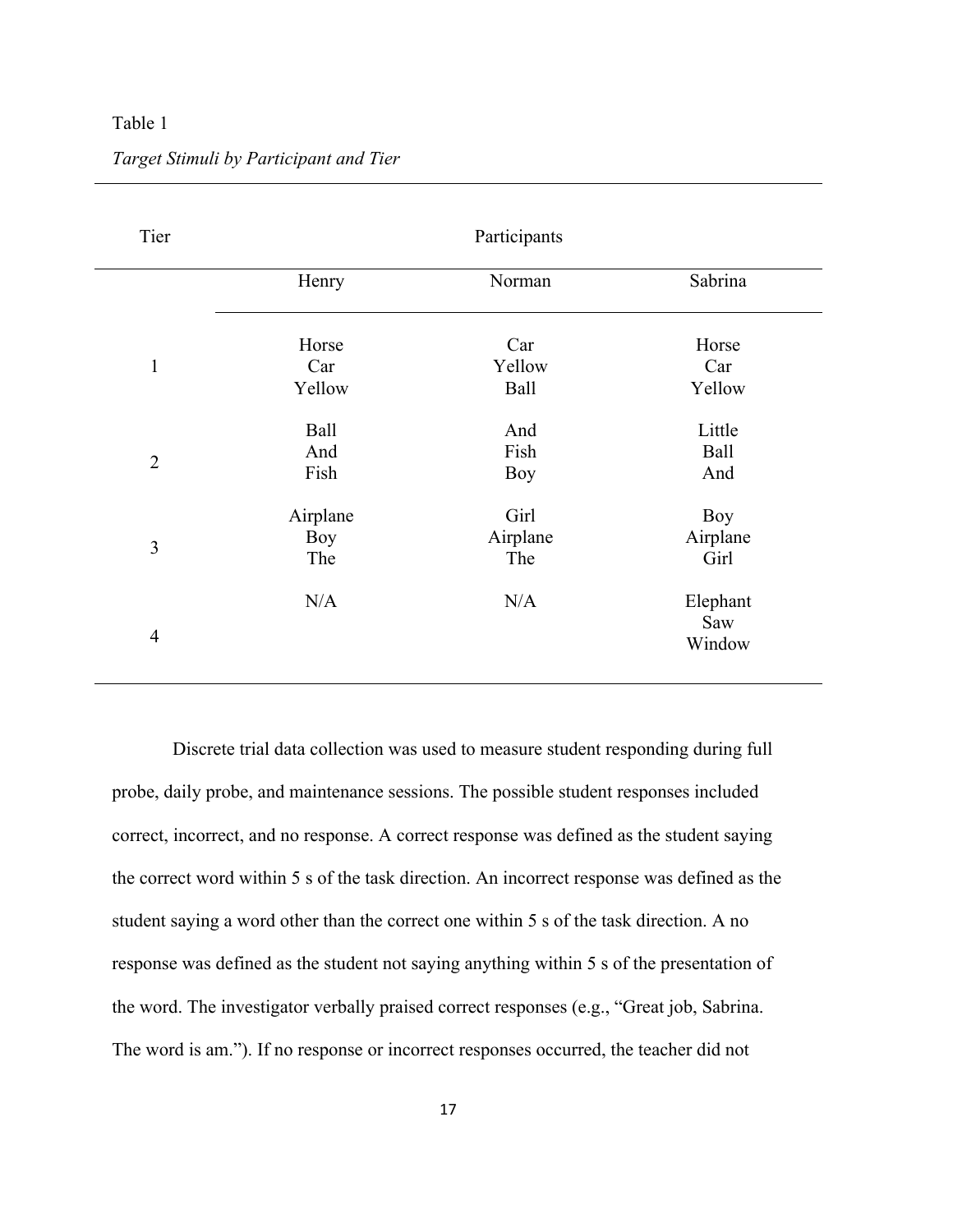Table 1

*Target Stimuli by Participant and Tier*

| Tier | Participants | | |
|---|---|---|---|
| | Henry | Norman | Sabrina |
| 1 | Horse<br>Car<br>Yellow | Car<br>Yellow<br>Ball | Horse<br>Car<br>Yellow |
| 2 | Ball<br>And<br>Fish | And<br>Fish<br>Boy | Little<br>Ball<br>And |
| 3 | Airplane<br>Boy<br>The | Girl<br>Airplane<br>The | Boy<br>Airplane<br>Girl |
| 4 | N/A | N/A | Elephant<br>Saw<br>Window |

Discrete trial data collection was used to measure student responding during full probe, daily probe, and maintenance sessions. The possible student responses included correct, incorrect, and no response. A correct response was defined as the student saying the correct word within 5 s of the task direction. An incorrect response was defined as the student saying a word other than the correct one within 5 s of the task direction. A no response was defined as the student not saying anything within 5 s of the presentation of the word. The investigator verbally praised correct responses (e.g., "Great job, Sabrina. The word is am."). If no response or incorrect responses occurred, the teacher did not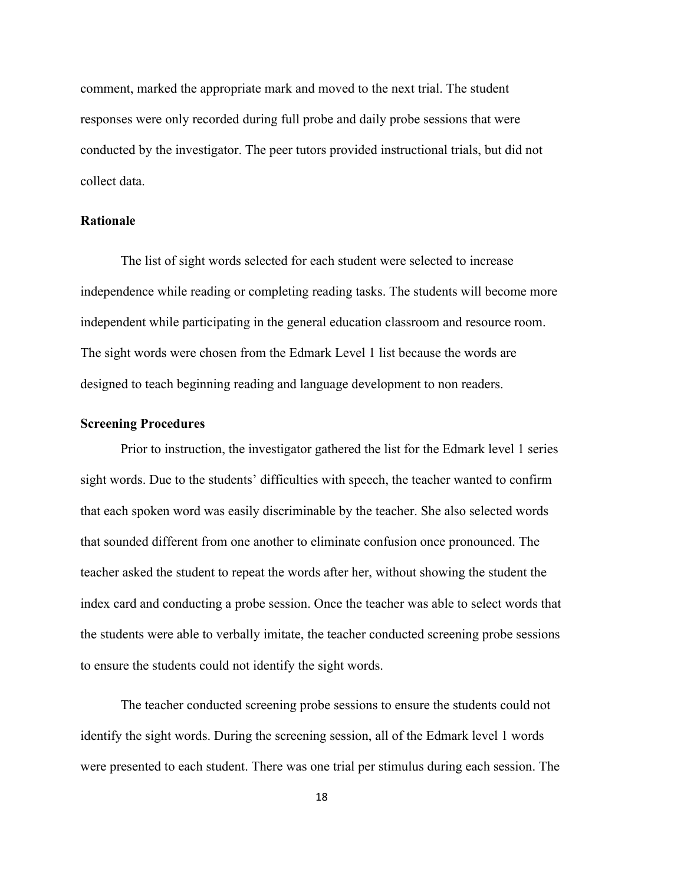comment, marked the appropriate mark and moved to the next trial. The student responses were only recorded during full probe and daily probe sessions that were conducted by the investigator. The peer tutors provided instructional trials, but did not collect data.

### Rationale

The list of sight words selected for each student were selected to increase independence while reading or completing reading tasks. The students will become more independent while participating in the general education classroom and resource room. The sight words were chosen from the Edmark Level 1 list because the words are designed to teach beginning reading and language development to non readers.

### Screening Procedures

Prior to instruction, the investigator gathered the list for the Edmark level 1 series sight words. Due to the students' difficulties with speech, the teacher wanted to confirm that each spoken word was easily discriminable by the teacher. She also selected words that sounded different from one another to eliminate confusion once pronounced. The teacher asked the student to repeat the words after her, without showing the student the index card and conducting a probe session. Once the teacher was able to select words that the students were able to verbally imitate, the teacher conducted screening probe sessions to ensure the students could not identify the sight words.

The teacher conducted screening probe sessions to ensure the students could not identify the sight words. During the screening session, all of the Edmark level 1 words were presented to each student. There was one trial per stimulus during each session. The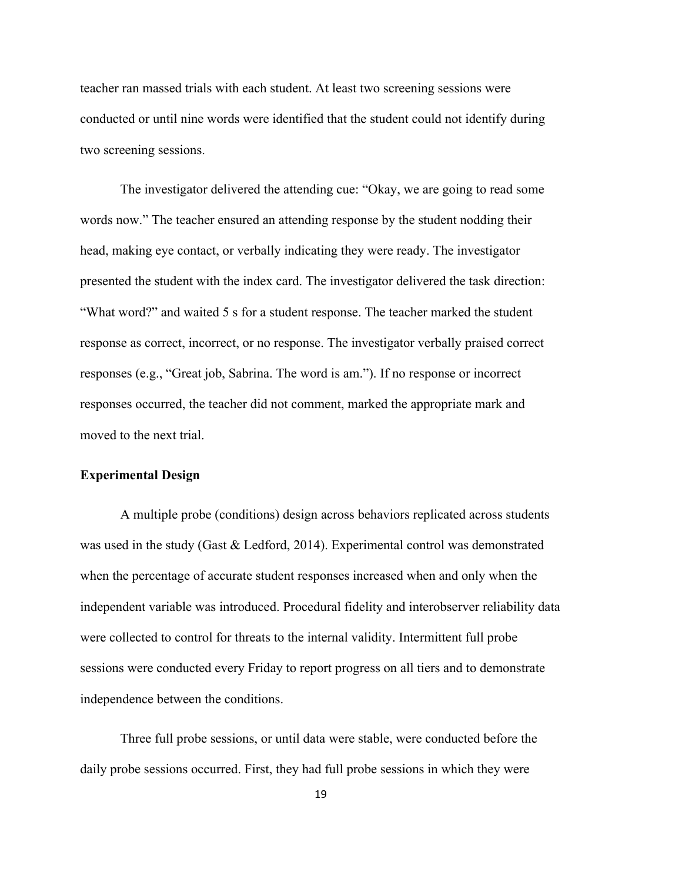teacher ran massed trials with each student. At least two screening sessions were conducted or until nine words were identified that the student could not identify during two screening sessions.

The investigator delivered the attending cue: "Okay, we are going to read some words now." The teacher ensured an attending response by the student nodding their head, making eye contact, or verbally indicating they were ready. The investigator presented the student with the index card. The investigator delivered the task direction: "What word?" and waited 5 s for a student response. The teacher marked the student response as correct, incorrect, or no response. The investigator verbally praised correct responses (e.g., "Great job, Sabrina. The word is am."). If no response or incorrect responses occurred, the teacher did not comment, marked the appropriate mark and moved to the next trial.

### Experimental Design

A multiple probe (conditions) design across behaviors replicated across students was used in the study (Gast & Ledford, 2014). Experimental control was demonstrated when the percentage of accurate student responses increased when and only when the independent variable was introduced. Procedural fidelity and interobserver reliability data were collected to control for threats to the internal validity. Intermittent full probe sessions were conducted every Friday to report progress on all tiers and to demonstrate independence between the conditions.

Three full probe sessions, or until data were stable, were conducted before the daily probe sessions occurred. First, they had full probe sessions in which they were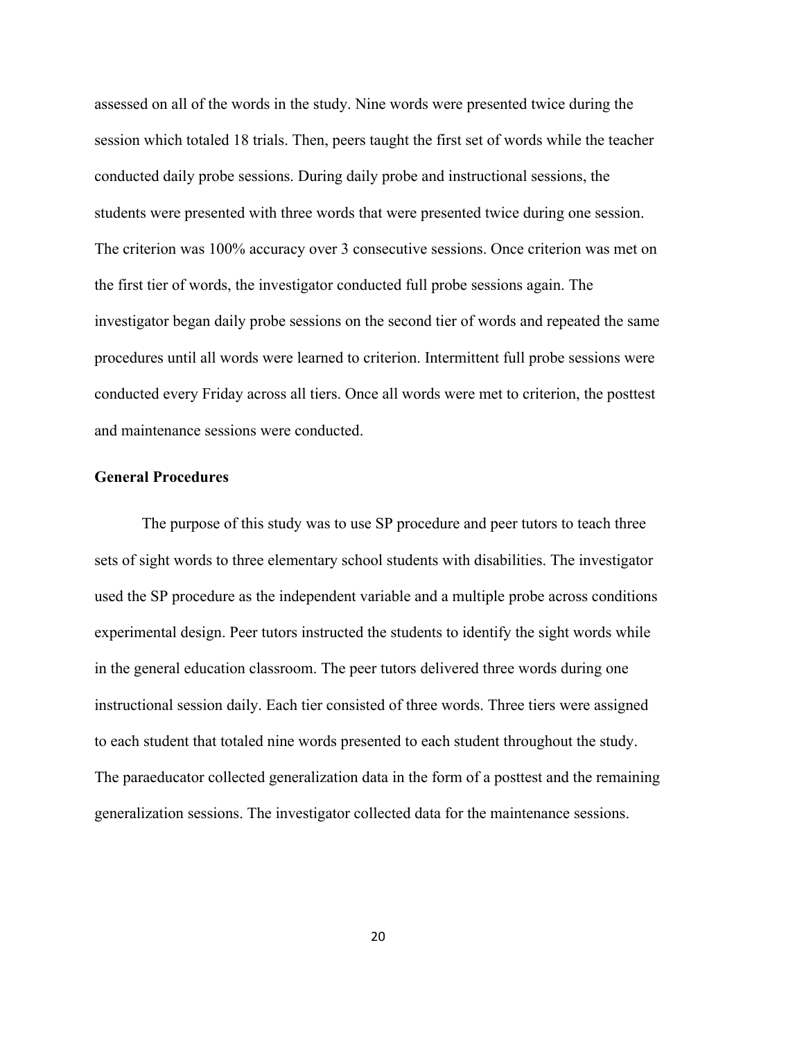assessed on all of the words in the study. Nine words were presented twice during the session which totaled 18 trials. Then, peers taught the first set of words while the teacher conducted daily probe sessions. During daily probe and instructional sessions, the students were presented with three words that were presented twice during one session. The criterion was 100% accuracy over 3 consecutive sessions. Once criterion was met on the first tier of words, the investigator conducted full probe sessions again. The investigator began daily probe sessions on the second tier of words and repeated the same procedures until all words were learned to criterion. Intermittent full probe sessions were conducted every Friday across all tiers. Once all words were met to criterion, the posttest and maintenance sessions were conducted.

**General Procedures**

The purpose of this study was to use SP procedure and peer tutors to teach three sets of sight words to three elementary school students with disabilities. The investigator used the SP procedure as the independent variable and a multiple probe across conditions experimental design. Peer tutors instructed the students to identify the sight words while in the general education classroom. The peer tutors delivered three words during one instructional session daily. Each tier consisted of three words. Three tiers were assigned to each student that totaled nine words presented to each student throughout the study. The paraeducator collected generalization data in the form of a posttest and the remaining generalization sessions. The investigator collected data for the maintenance sessions.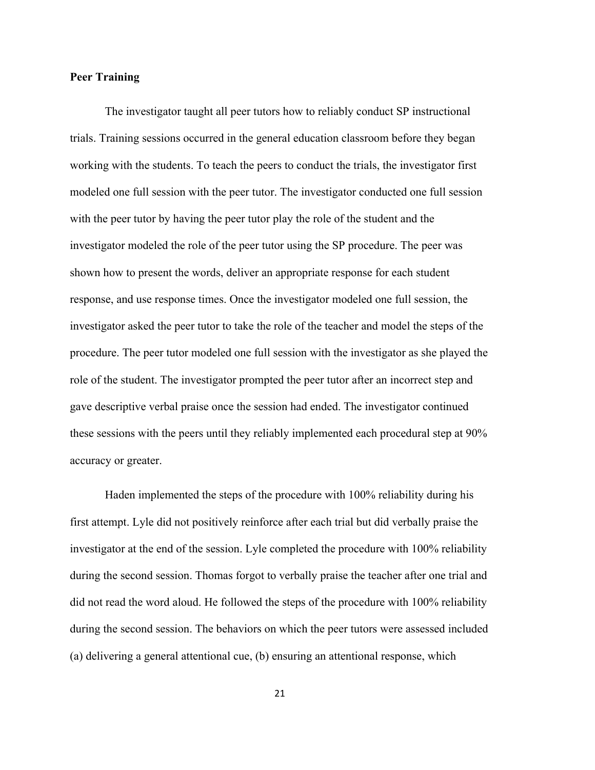**Peer Training**

The investigator taught all peer tutors how to reliably conduct SP instructional trials. Training sessions occurred in the general education classroom before they began working with the students. To teach the peers to conduct the trials, the investigator first modeled one full session with the peer tutor. The investigator conducted one full session with the peer tutor by having the peer tutor play the role of the student and the investigator modeled the role of the peer tutor using the SP procedure. The peer was shown how to present the words, deliver an appropriate response for each student response, and use response times. Once the investigator modeled one full session, the investigator asked the peer tutor to take the role of the teacher and model the steps of the procedure. The peer tutor modeled one full session with the investigator as she played the role of the student. The investigator prompted the peer tutor after an incorrect step and gave descriptive verbal praise once the session had ended. The investigator continued these sessions with the peers until they reliably implemented each procedural step at 90% accuracy or greater.

Haden implemented the steps of the procedure with 100% reliability during his first attempt. Lyle did not positively reinforce after each trial but did verbally praise the investigator at the end of the session. Lyle completed the procedure with 100% reliability during the second session. Thomas forgot to verbally praise the teacher after one trial and did not read the word aloud. He followed the steps of the procedure with 100% reliability during the second session. The behaviors on which the peer tutors were assessed included (a) delivering a general attentional cue, (b) ensuring an attentional response, which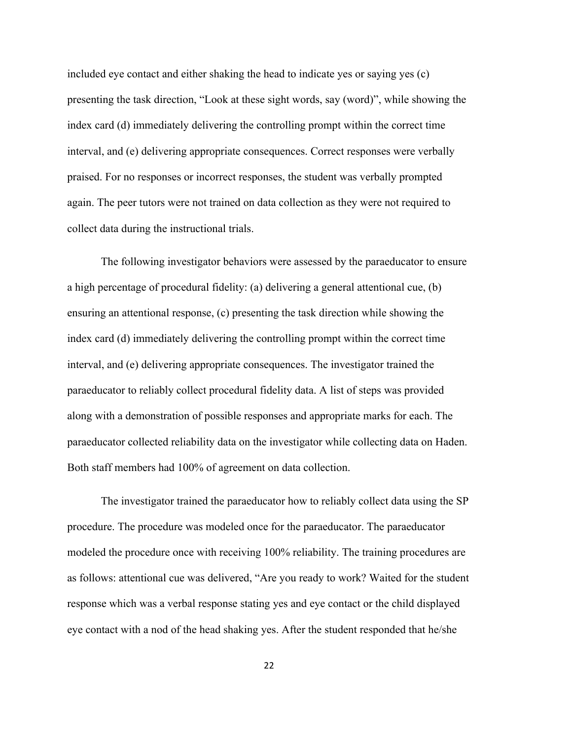included eye contact and either shaking the head to indicate yes or saying yes (c) presenting the task direction, “Look at these sight words, say (word)”, while showing the index card (d) immediately delivering the controlling prompt within the correct time interval, and (e) delivering appropriate consequences. Correct responses were verbally praised. For no responses or incorrect responses, the student was verbally prompted again. The peer tutors were not trained on data collection as they were not required to collect data during the instructional trials.

The following investigator behaviors were assessed by the paraeducator to ensure a high percentage of procedural fidelity: (a) delivering a general attentional cue, (b) ensuring an attentional response, (c) presenting the task direction while showing the index card (d) immediately delivering the controlling prompt within the correct time interval, and (e) delivering appropriate consequences. The investigator trained the paraeducator to reliably collect procedural fidelity data. A list of steps was provided along with a demonstration of possible responses and appropriate marks for each. The paraeducator collected reliability data on the investigator while collecting data on Haden. Both staff members had 100% of agreement on data collection.

The investigator trained the paraeducator how to reliably collect data using the SP procedure. The procedure was modeled once for the paraeducator. The paraeducator modeled the procedure once with receiving 100% reliability. The training procedures are as follows: attentional cue was delivered, “Are you ready to work? Waited for the student response which was a verbal response stating yes and eye contact or the child displayed eye contact with a nod of the head shaking yes. After the student responded that he/she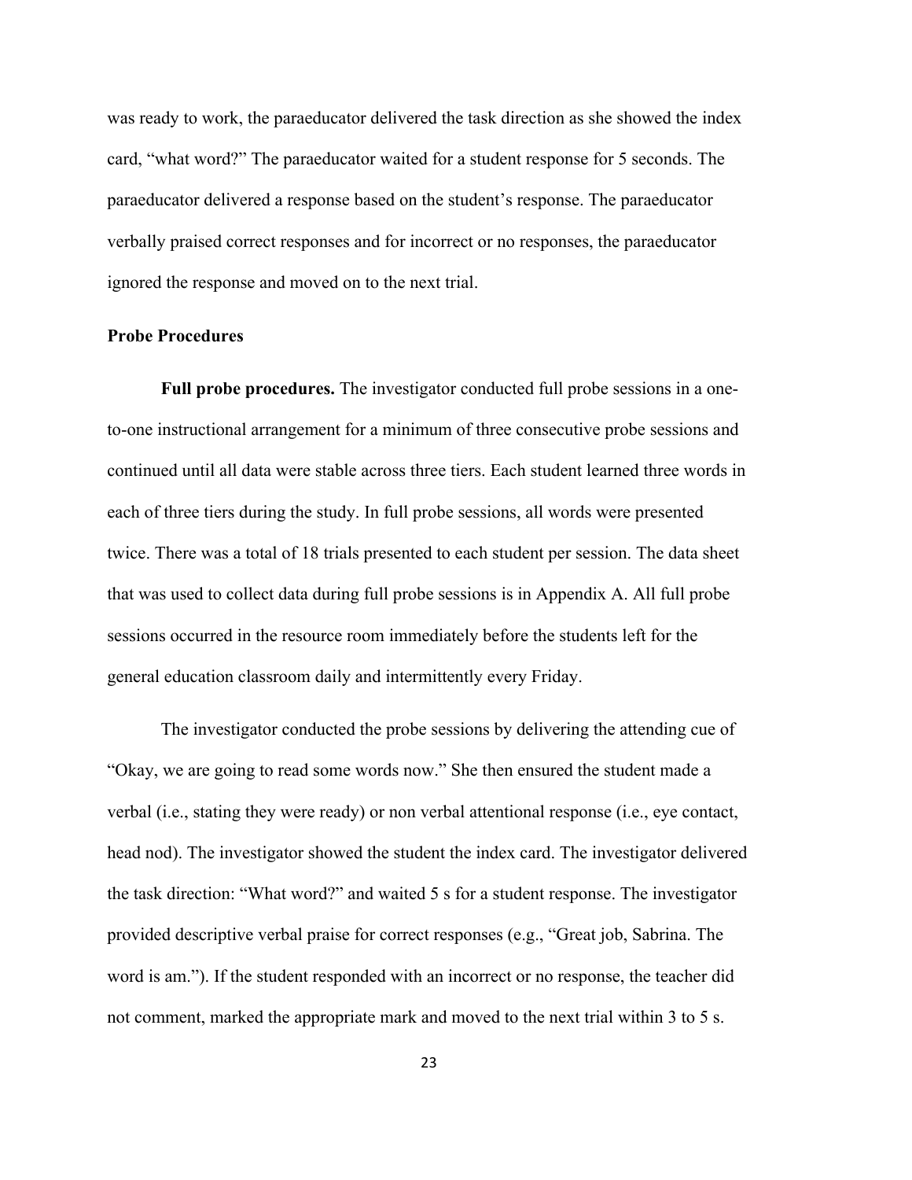was ready to work, the paraeducator delivered the task direction as she showed the index card, "what word?" The paraeducator waited for a student response for 5 seconds. The paraeducator delivered a response based on the student's response. The paraeducator verbally praised correct responses and for incorrect or no responses, the paraeducator ignored the response and moved on to the next trial.

### Probe Procedures

**Full probe procedures.** The investigator conducted full probe sessions in a one-to-one instructional arrangement for a minimum of three consecutive probe sessions and continued until all data were stable across three tiers. Each student learned three words in each of three tiers during the study. In full probe sessions, all words were presented twice. There was a total of 18 trials presented to each student per session. The data sheet that was used to collect data during full probe sessions is in Appendix A. All full probe sessions occurred in the resource room immediately before the students left for the general education classroom daily and intermittently every Friday.

The investigator conducted the probe sessions by delivering the attending cue of "Okay, we are going to read some words now." She then ensured the student made a verbal (i.e., stating they were ready) or non verbal attentional response (i.e., eye contact, head nod). The investigator showed the student the index card. The investigator delivered the task direction: "What word?" and waited 5 s for a student response. The investigator provided descriptive verbal praise for correct responses (e.g., "Great job, Sabrina. The word is am."). If the student responded with an incorrect or no response, the teacher did not comment, marked the appropriate mark and moved to the next trial within 3 to 5 s.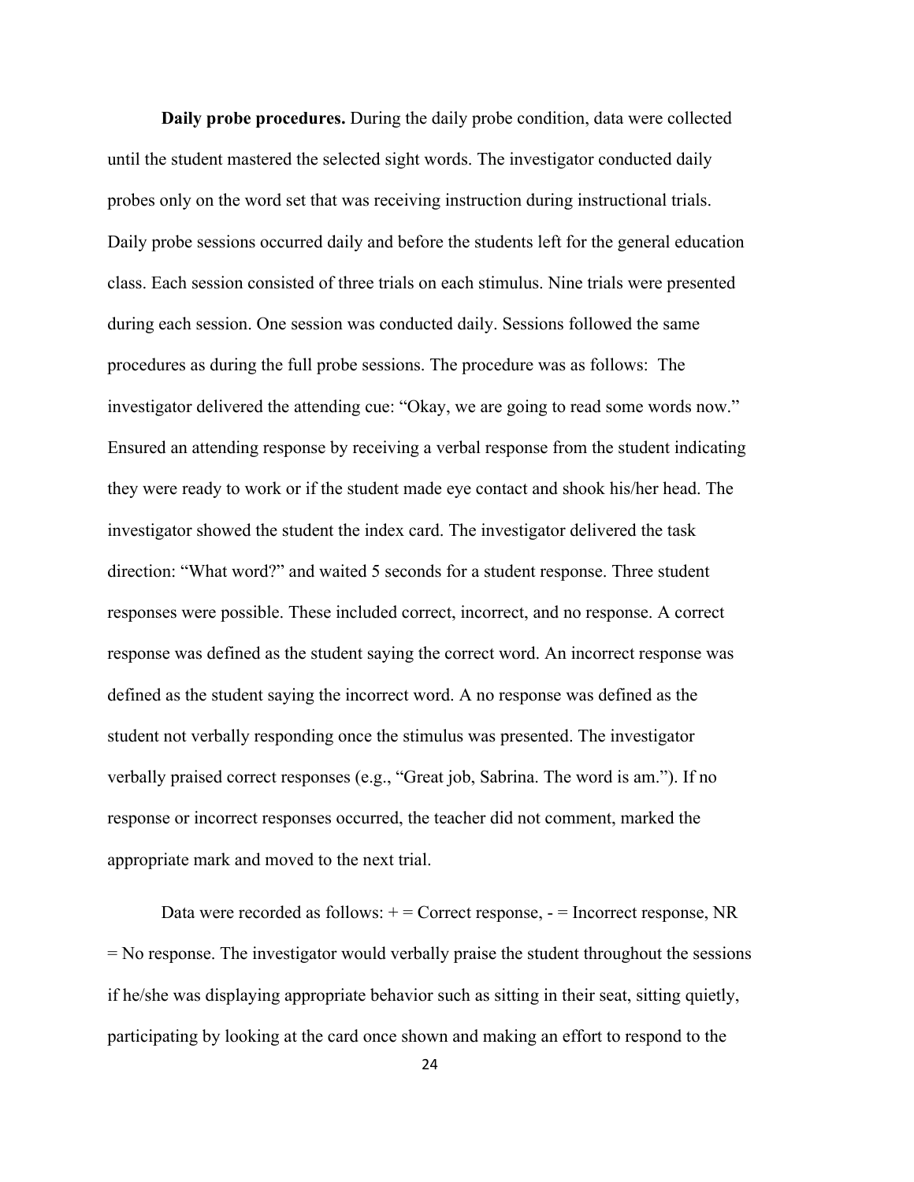**Daily probe procedures.** During the daily probe condition, data were collected until the student mastered the selected sight words. The investigator conducted daily probes only on the word set that was receiving instruction during instructional trials. Daily probe sessions occurred daily and before the students left for the general education class. Each session consisted of three trials on each stimulus. Nine trials were presented during each session. One session was conducted daily. Sessions followed the same procedures as during the full probe sessions. The procedure was as follows: The investigator delivered the attending cue: "Okay, we are going to read some words now." Ensured an attending response by receiving a verbal response from the student indicating they were ready to work or if the student made eye contact and shook his/her head. The investigator showed the student the index card. The investigator delivered the task direction: "What word?" and waited 5 seconds for a student response. Three student responses were possible. These included correct, incorrect, and no response. A correct response was defined as the student saying the correct word. An incorrect response was defined as the student saying the incorrect word. A no response was defined as the student not verbally responding once the stimulus was presented. The investigator verbally praised correct responses (e.g., "Great job, Sabrina. The word is am."). If no response or incorrect responses occurred, the teacher did not comment, marked the appropriate mark and moved to the next trial.

Data were recorded as follows: + = Correct response, - = Incorrect response, NR = No response. The investigator would verbally praise the student throughout the sessions if he/she was displaying appropriate behavior such as sitting in their seat, sitting quietly, participating by looking at the card once shown and making an effort to respond to the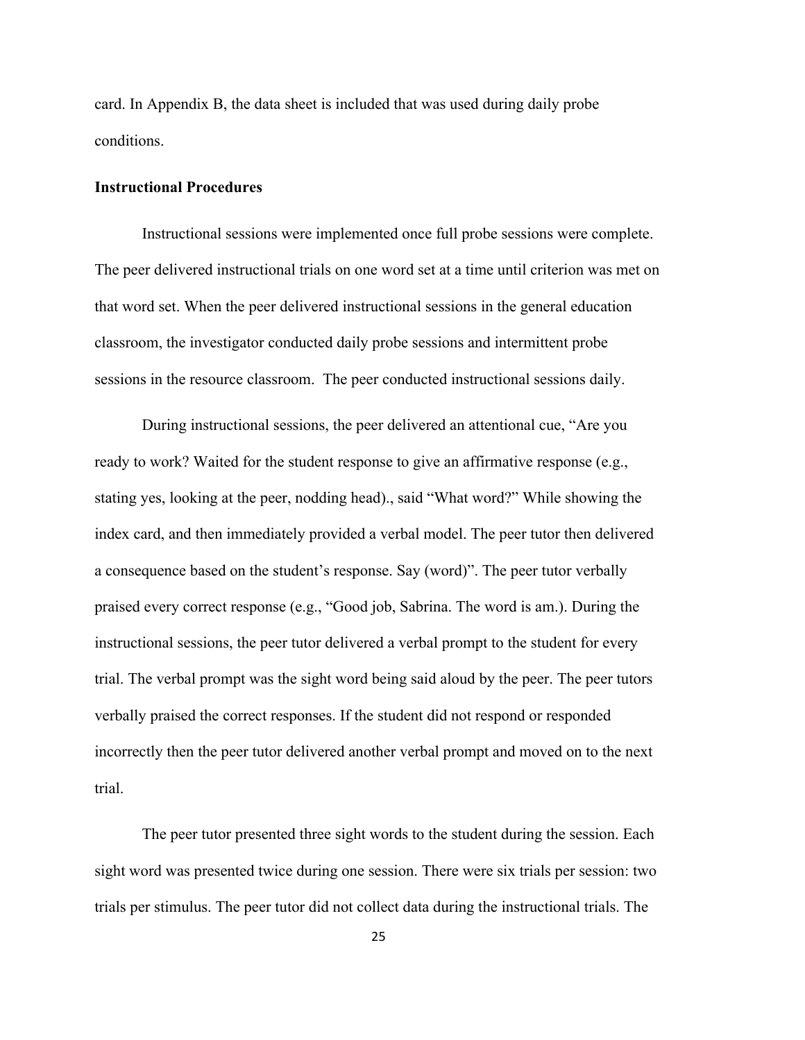card. In Appendix B, the data sheet is included that was used during daily probe conditions.

**Instructional Procedures**

Instructional sessions were implemented once full probe sessions were complete. The peer delivered instructional trials on one word set at a time until criterion was met on that word set. When the peer delivered instructional sessions in the general education classroom, the investigator conducted daily probe sessions and intermittent probe sessions in the resource classroom. The peer conducted instructional sessions daily.

During instructional sessions, the peer delivered an attentional cue, "Are you ready to work? Waited for the student response to give an affirmative response (e.g., stating yes, looking at the peer, nodding head)., said "What word?" While showing the index card, and then immediately provided a verbal model. The peer tutor then delivered a consequence based on the student's response. Say (word)". The peer tutor verbally praised every correct response (e.g., "Good job, Sabrina. The word is am.). During the instructional sessions, the peer tutor delivered a verbal prompt to the student for every trial. The verbal prompt was the sight word being said aloud by the peer. The peer tutors verbally praised the correct responses. If the student did not respond or responded incorrectly then the peer tutor delivered another verbal prompt and moved on to the next trial.

The peer tutor presented three sight words to the student during the session. Each sight word was presented twice during one session. There were six trials per session: two trials per stimulus. The peer tutor did not collect data during the instructional trials. The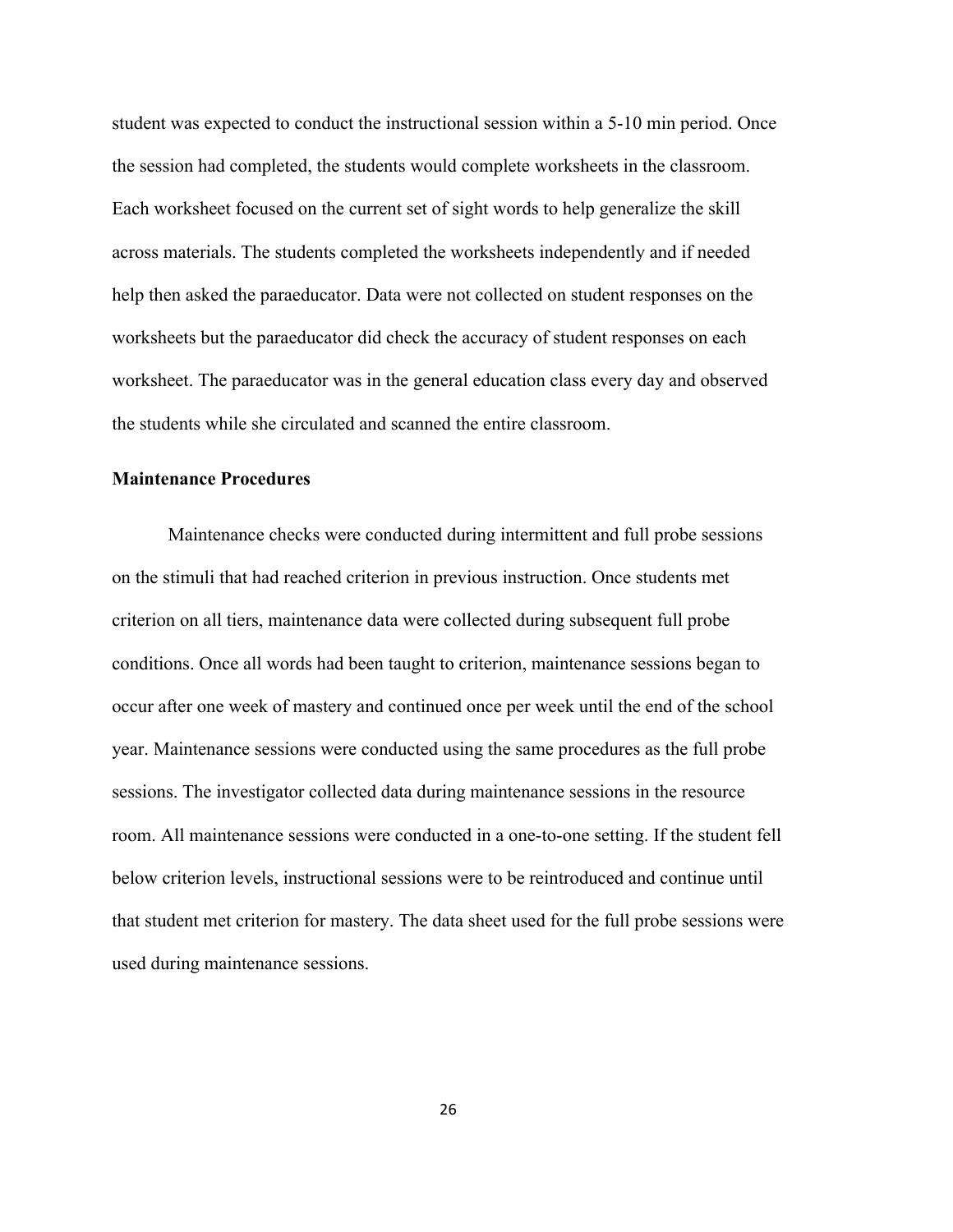student was expected to conduct the instructional session within a 5-10 min period. Once the session had completed, the students would complete worksheets in the classroom. Each worksheet focused on the current set of sight words to help generalize the skill across materials. The students completed the worksheets independently and if needed help then asked the paraeducator. Data were not collected on student responses on the worksheets but the paraeducator did check the accuracy of student responses on each worksheet. The paraeducator was in the general education class every day and observed the students while she circulated and scanned the entire classroom.

**Maintenance Procedures**

Maintenance checks were conducted during intermittent and full probe sessions on the stimuli that had reached criterion in previous instruction. Once students met criterion on all tiers, maintenance data were collected during subsequent full probe conditions. Once all words had been taught to criterion, maintenance sessions began to occur after one week of mastery and continued once per week until the end of the school year. Maintenance sessions were conducted using the same procedures as the full probe sessions. The investigator collected data during maintenance sessions in the resource room. All maintenance sessions were conducted in a one-to-one setting. If the student fell below criterion levels, instructional sessions were to be reintroduced and continue until that student met criterion for mastery. The data sheet used for the full probe sessions were used during maintenance sessions.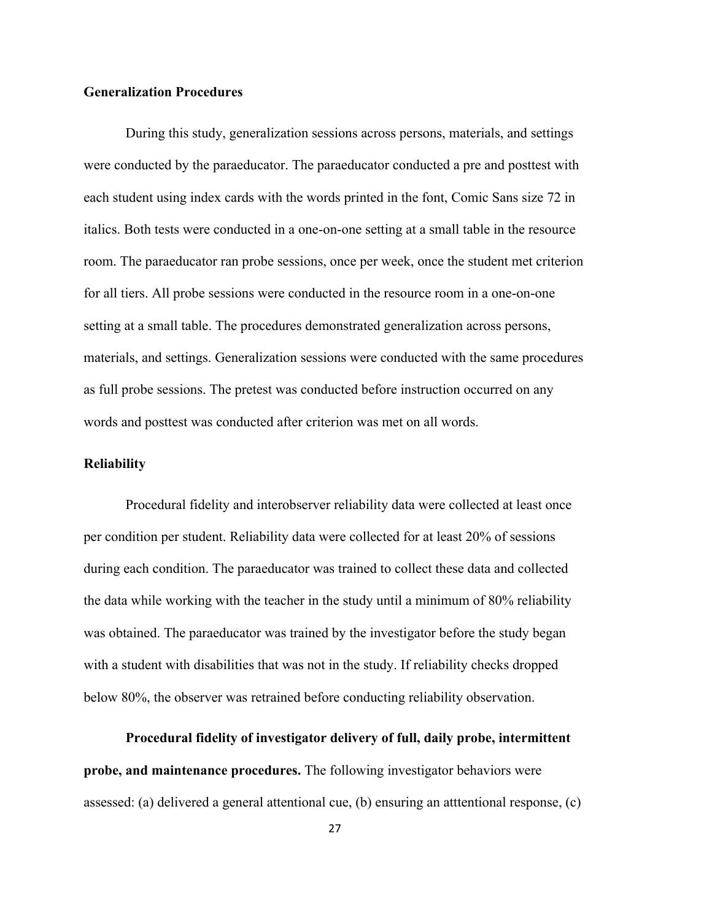### Generalization Procedures

During this study, generalization sessions across persons, materials, and settings were conducted by the paraeducator. The paraeducator conducted a pre and posttest with each student using index cards with the words printed in the font, Comic Sans size 72 in italics. Both tests were conducted in a one-on-one setting at a small table in the resource room. The paraeducator ran probe sessions, once per week, once the student met criterion for all tiers. All probe sessions were conducted in the resource room in a one-on-one setting at a small table. The procedures demonstrated generalization across persons, materials, and settings. Generalization sessions were conducted with the same procedures as full probe sessions. The pretest was conducted before instruction occurred on any words and posttest was conducted after criterion was met on all words.

### Reliability

Procedural fidelity and interobserver reliability data were collected at least once per condition per student. Reliability data were collected for at least 20% of sessions during each condition. The paraeducator was trained to collect these data and collected the data while working with the teacher in the study until a minimum of 80% reliability was obtained. The paraeducator was trained by the investigator before the study began with a student with disabilities that was not in the study. If reliability checks dropped below 80%, the observer was retrained before conducting reliability observation.

**Procedural fidelity of investigator delivery of full, daily probe, intermittent probe, and maintenance procedures.** The following investigator behaviors were assessed: (a) delivered a general attentional cue, (b) ensuring an atttentional response, (c)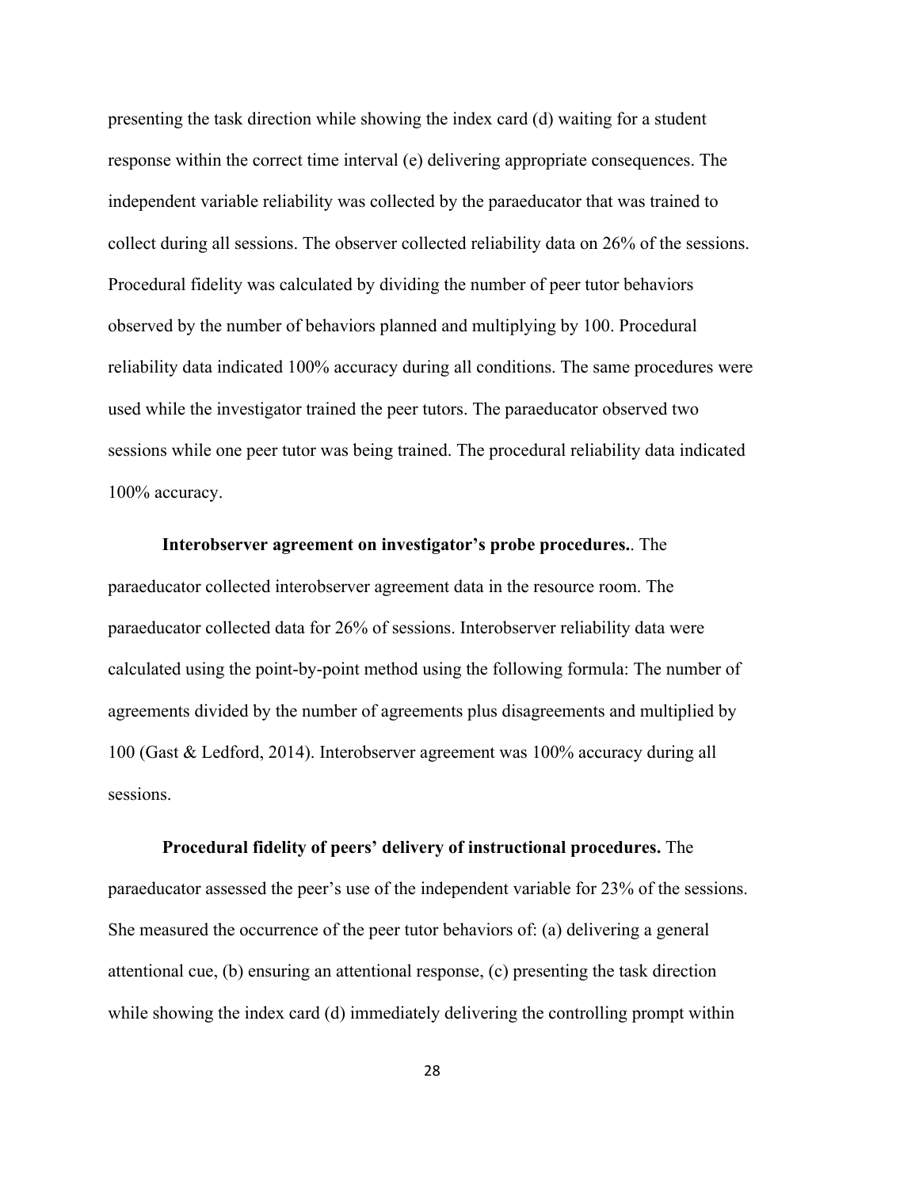presenting the task direction while showing the index card (d) waiting for a student response within the correct time interval (e) delivering appropriate consequences. The independent variable reliability was collected by the paraeducator that was trained to collect during all sessions. The observer collected reliability data on 26% of the sessions. Procedural fidelity was calculated by dividing the number of peer tutor behaviors observed by the number of behaviors planned and multiplying by 100. Procedural reliability data indicated 100% accuracy during all conditions. The same procedures were used while the investigator trained the peer tutors. The paraeducator observed two sessions while one peer tutor was being trained. The procedural reliability data indicated 100% accuracy.

**Interobserver agreement on investigator's probe procedures.**. The paraeducator collected interobserver agreement data in the resource room. The paraeducator collected data for 26% of sessions. Interobserver reliability data were calculated using the point-by-point method using the following formula: The number of agreements divided by the number of agreements plus disagreements and multiplied by 100 (Gast & Ledford, 2014). Interobserver agreement was 100% accuracy during all sessions.

**Procedural fidelity of peers' delivery of instructional procedures.** The paraeducator assessed the peer's use of the independent variable for 23% of the sessions. She measured the occurrence of the peer tutor behaviors of: (a) delivering a general attentional cue, (b) ensuring an attentional response, (c) presenting the task direction while showing the index card (d) immediately delivering the controlling prompt within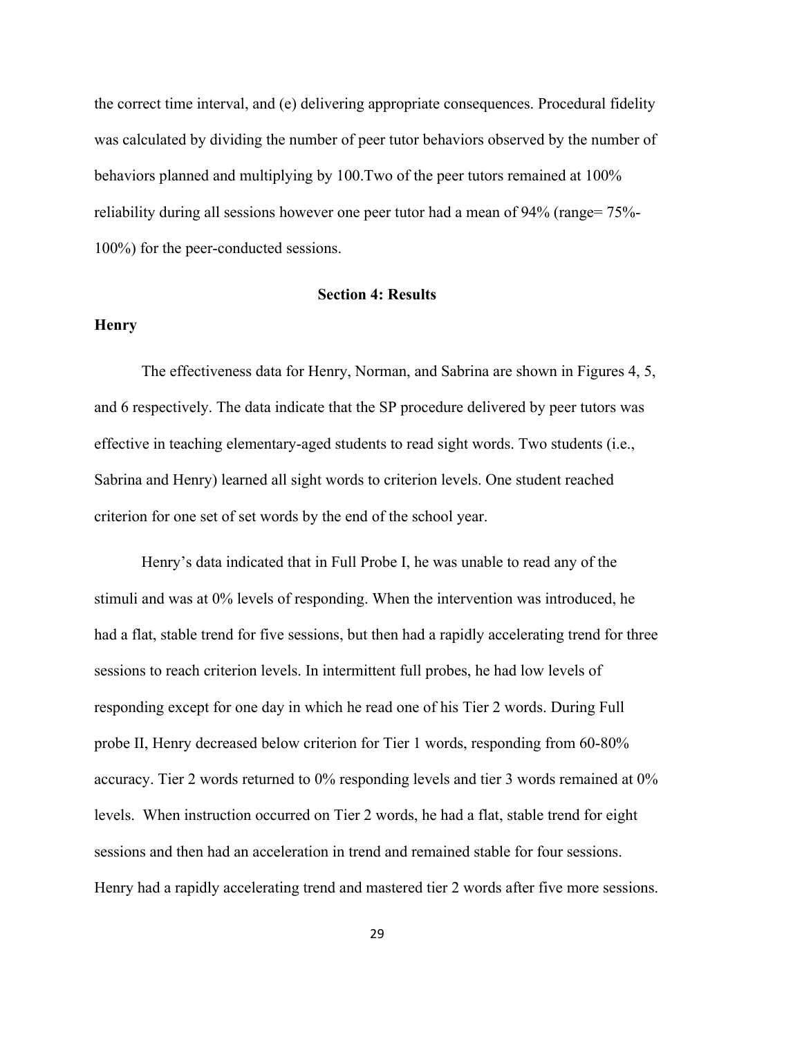the correct time interval, and (e) delivering appropriate consequences. Procedural fidelity was calculated by dividing the number of peer tutor behaviors observed by the number of behaviors planned and multiplying by 100.Two of the peer tutors remained at 100% reliability during all sessions however one peer tutor had a mean of 94% (range= 75%-100%) for the peer-conducted sessions.

## Section 4: Results

### Henry

The effectiveness data for Henry, Norman, and Sabrina are shown in Figures 4, 5, and 6 respectively. The data indicate that the SP procedure delivered by peer tutors was effective in teaching elementary-aged students to read sight words. Two students (i.e., Sabrina and Henry) learned all sight words to criterion levels. One student reached criterion for one set of set words by the end of the school year.

Henry's data indicated that in Full Probe I, he was unable to read any of the stimuli and was at 0% levels of responding. When the intervention was introduced, he had a flat, stable trend for five sessions, but then had a rapidly accelerating trend for three sessions to reach criterion levels. In intermittent full probes, he had low levels of responding except for one day in which he read one of his Tier 2 words. During Full probe II, Henry decreased below criterion for Tier 1 words, responding from 60-80% accuracy. Tier 2 words returned to 0% responding levels and tier 3 words remained at 0% levels. When instruction occurred on Tier 2 words, he had a flat, stable trend for eight sessions and then had an acceleration in trend and remained stable for four sessions. Henry had a rapidly accelerating trend and mastered tier 2 words after five more sessions.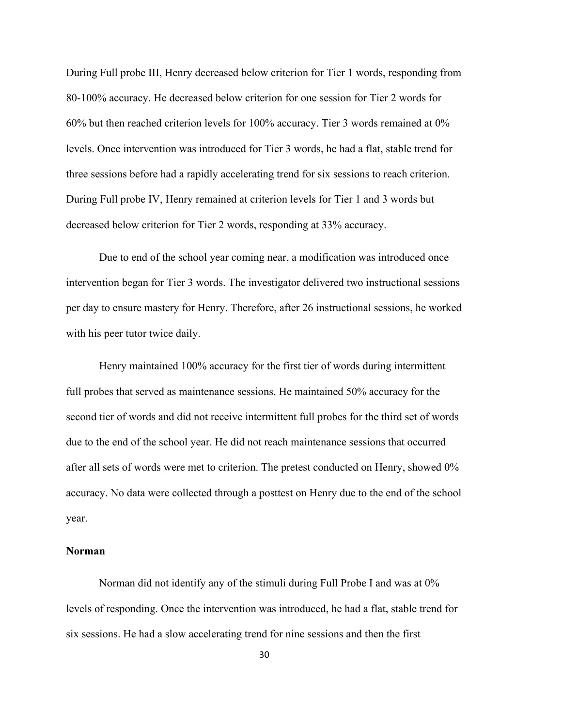During Full probe III, Henry decreased below criterion for Tier 1 words, responding from 80-100% accuracy. He decreased below criterion for one session for Tier 2 words for 60% but then reached criterion levels for 100% accuracy. Tier 3 words remained at 0% levels. Once intervention was introduced for Tier 3 words, he had a flat, stable trend for three sessions before had a rapidly accelerating trend for six sessions to reach criterion. During Full probe IV, Henry remained at criterion levels for Tier 1 and 3 words but decreased below criterion for Tier 2 words, responding at 33% accuracy.

Due to end of the school year coming near, a modification was introduced once intervention began for Tier 3 words. The investigator delivered two instructional sessions per day to ensure mastery for Henry. Therefore, after 26 instructional sessions, he worked with his peer tutor twice daily.

Henry maintained 100% accuracy for the first tier of words during intermittent full probes that served as maintenance sessions. He maintained 50% accuracy for the second tier of words and did not receive intermittent full probes for the third set of words due to the end of the school year. He did not reach maintenance sessions that occurred after all sets of words were met to criterion. The pretest conducted on Henry, showed 0% accuracy. No data were collected through a posttest on Henry due to the end of the school year.

**Norman**

Norman did not identify any of the stimuli during Full Probe I and was at 0% levels of responding. Once the intervention was introduced, he had a flat, stable trend for six sessions. He had a slow accelerating trend for nine sessions and then the first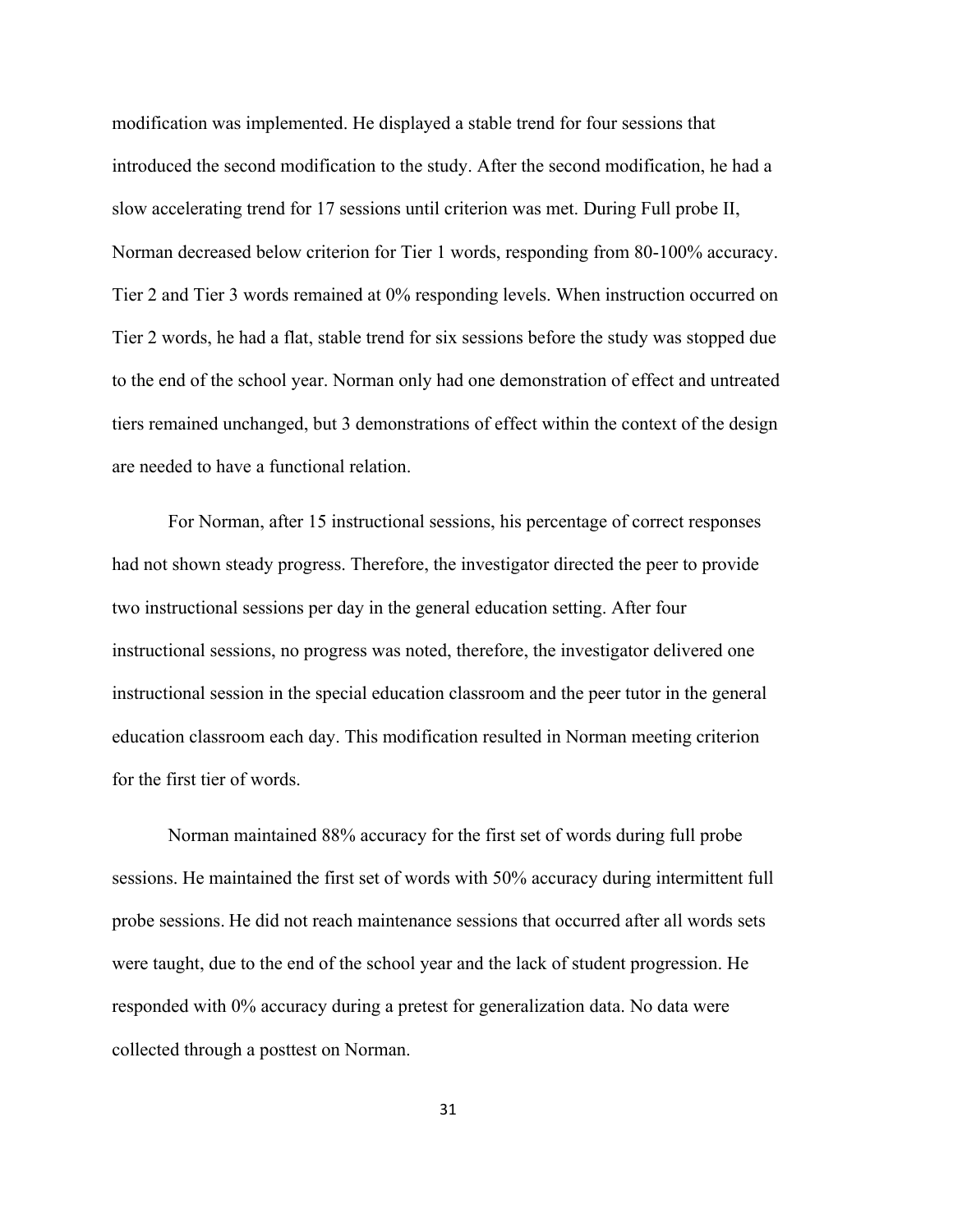modification was implemented. He displayed a stable trend for four sessions that introduced the second modification to the study. After the second modification, he had a slow accelerating trend for 17 sessions until criterion was met. During Full probe II, Norman decreased below criterion for Tier 1 words, responding from 80-100% accuracy. Tier 2 and Tier 3 words remained at 0% responding levels. When instruction occurred on Tier 2 words, he had a flat, stable trend for six sessions before the study was stopped due to the end of the school year. Norman only had one demonstration of effect and untreated tiers remained unchanged, but 3 demonstrations of effect within the context of the design are needed to have a functional relation.

For Norman, after 15 instructional sessions, his percentage of correct responses had not shown steady progress. Therefore, the investigator directed the peer to provide two instructional sessions per day in the general education setting. After four instructional sessions, no progress was noted, therefore, the investigator delivered one instructional session in the special education classroom and the peer tutor in the general education classroom each day. This modification resulted in Norman meeting criterion for the first tier of words.

Norman maintained 88% accuracy for the first set of words during full probe sessions. He maintained the first set of words with 50% accuracy during intermittent full probe sessions. He did not reach maintenance sessions that occurred after all words sets were taught, due to the end of the school year and the lack of student progression. He responded with 0% accuracy during a pretest for generalization data. No data were collected through a posttest on Norman.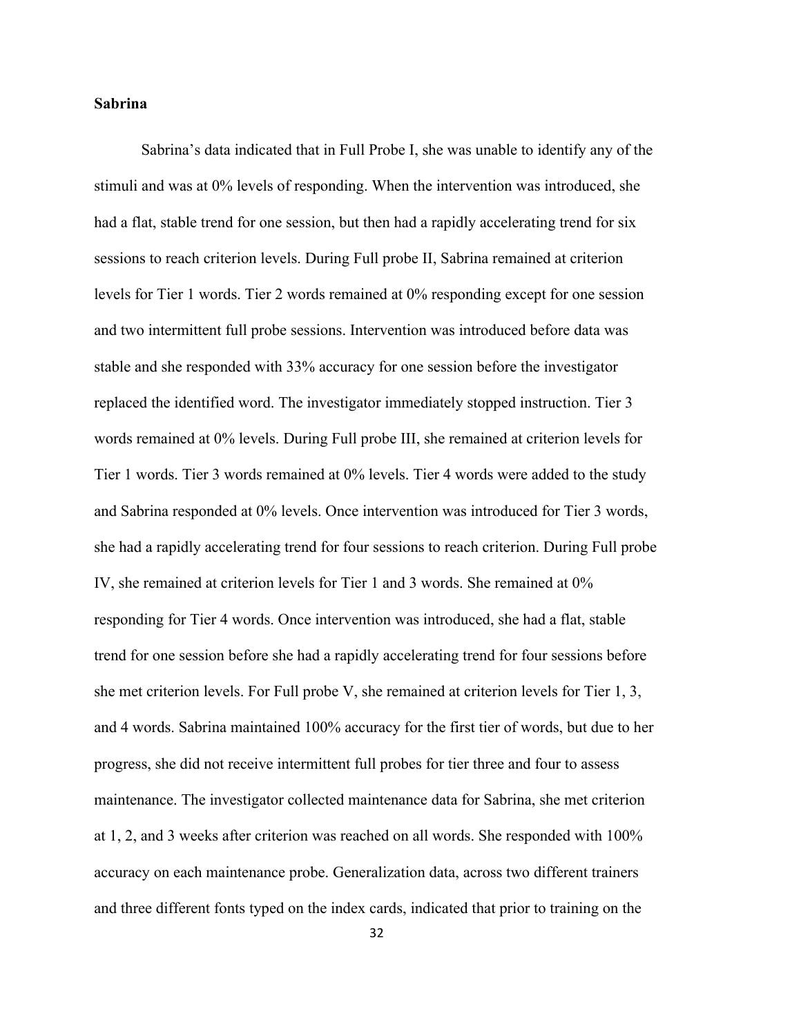**Sabrina**

Sabrina's data indicated that in Full Probe I, she was unable to identify any of the stimuli and was at 0% levels of responding. When the intervention was introduced, she had a flat, stable trend for one session, but then had a rapidly accelerating trend for six sessions to reach criterion levels. During Full probe II, Sabrina remained at criterion levels for Tier 1 words. Tier 2 words remained at 0% responding except for one session and two intermittent full probe sessions. Intervention was introduced before data was stable and she responded with 33% accuracy for one session before the investigator replaced the identified word. The investigator immediately stopped instruction. Tier 3 words remained at 0% levels. During Full probe III, she remained at criterion levels for Tier 1 words. Tier 3 words remained at 0% levels. Tier 4 words were added to the study and Sabrina responded at 0% levels. Once intervention was introduced for Tier 3 words, she had a rapidly accelerating trend for four sessions to reach criterion. During Full probe IV, she remained at criterion levels for Tier 1 and 3 words. She remained at 0% responding for Tier 4 words. Once intervention was introduced, she had a flat, stable trend for one session before she had a rapidly accelerating trend for four sessions before she met criterion levels. For Full probe V, she remained at criterion levels for Tier 1, 3, and 4 words. Sabrina maintained 100% accuracy for the first tier of words, but due to her progress, she did not receive intermittent full probes for tier three and four to assess maintenance. The investigator collected maintenance data for Sabrina, she met criterion at 1, 2, and 3 weeks after criterion was reached on all words. She responded with 100% accuracy on each maintenance probe. Generalization data, across two different trainers and three different fonts typed on the index cards, indicated that prior to training on the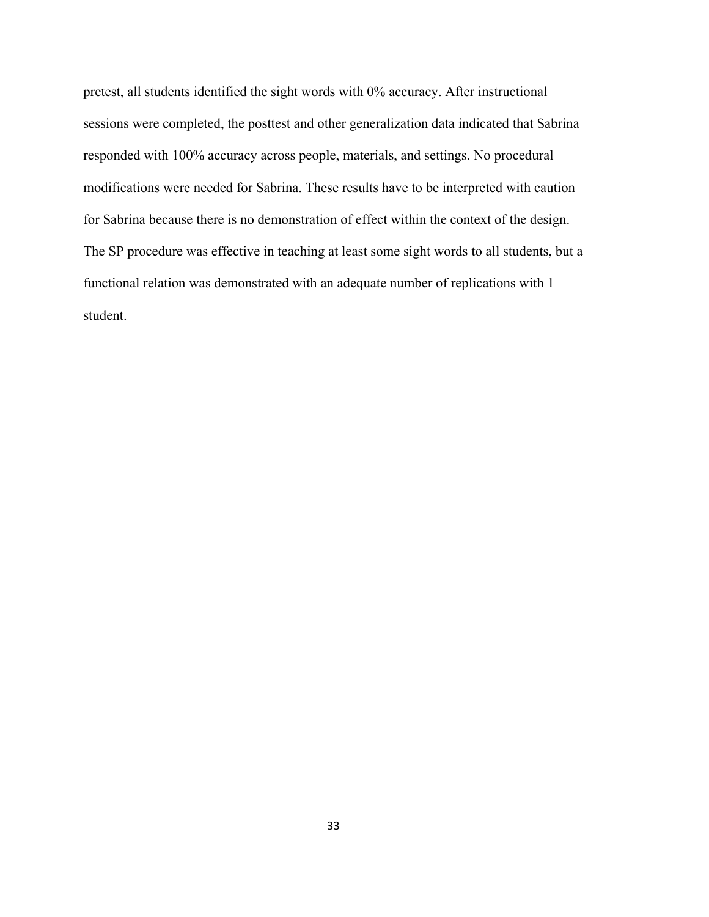pretest, all students identified the sight words with 0% accuracy. After instructional sessions were completed, the posttest and other generalization data indicated that Sabrina responded with 100% accuracy across people, materials, and settings. No procedural modifications were needed for Sabrina. These results have to be interpreted with caution for Sabrina because there is no demonstration of effect within the context of the design. The SP procedure was effective in teaching at least some sight words to all students, but a functional relation was demonstrated with an adequate number of replications with 1 student.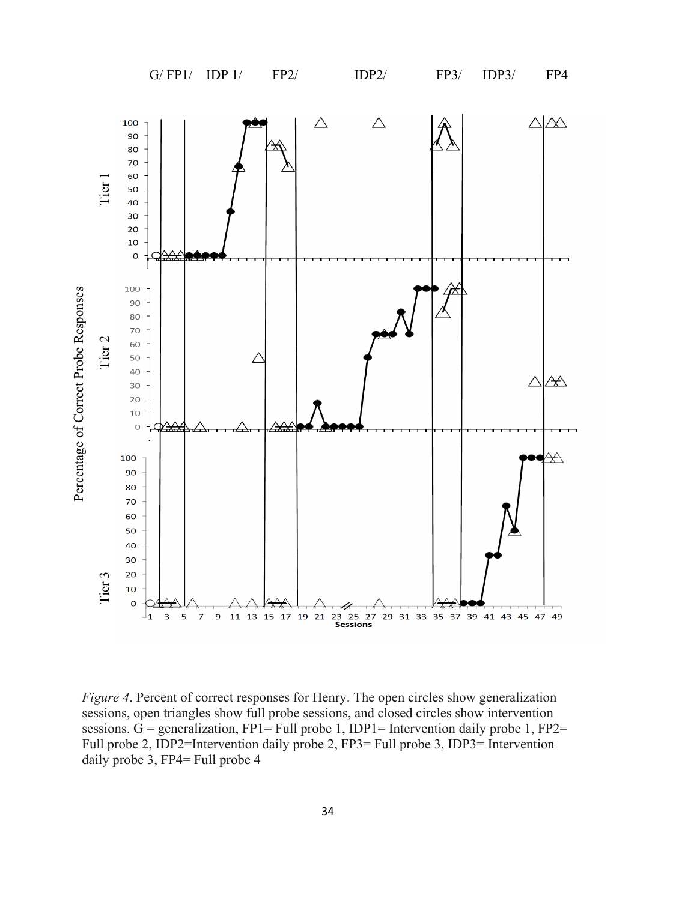G/ FP1/ IDP 1/ FP2/ IDP2/ FP3/ IDP3/ FP4

*Figure 4*. Percent of correct responses for Henry. The open circles show generalization sessions, open triangles show full probe sessions, and closed circles show intervention sessions. G = generalization, FP1= Full probe 1, IDP1= Intervention daily probe 1, FP2= Full probe 2, IDP2=Intervention daily probe 2, FP3= Full probe 3, IDP3= Intervention daily probe 3, FP4= Full probe 4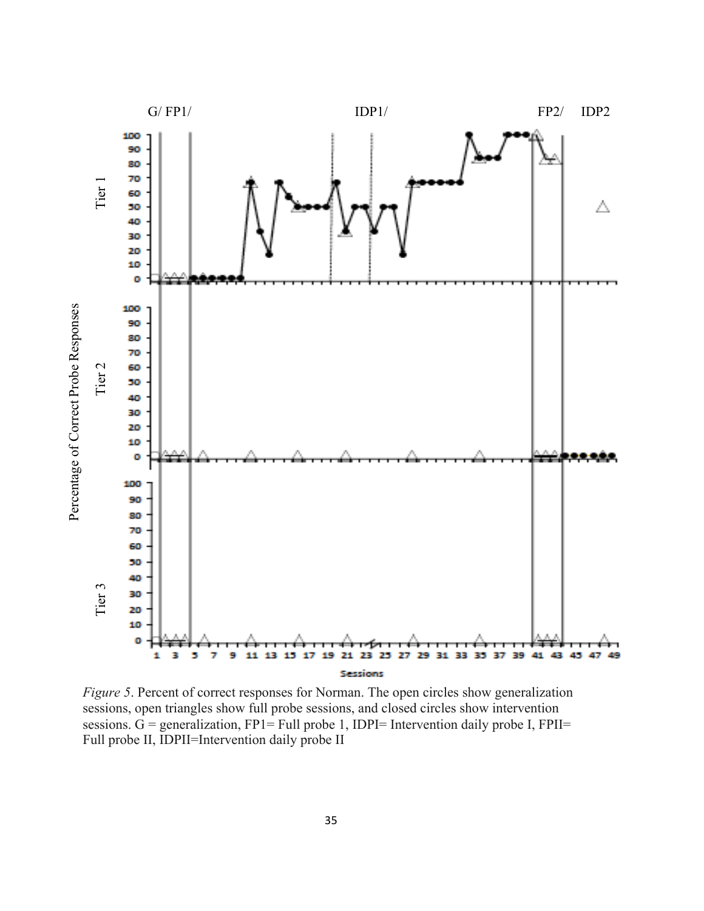*Figure 5*. Percent of correct responses for Norman. The open circles show generalization sessions, open triangles show full probe sessions, and closed circles show intervention sessions. G = generalization, FP1= Full probe 1, IDPI= Intervention daily probe I, FPII= Full probe II, IDPII=Intervention daily probe II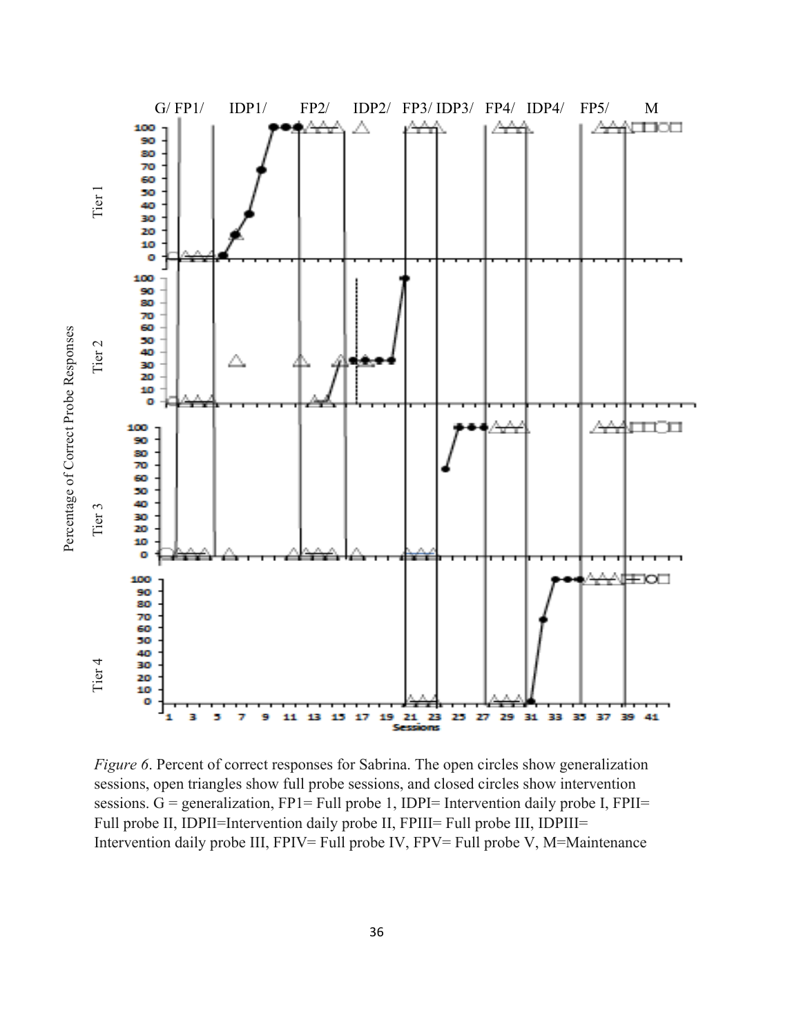*Figure 6*. Percent of correct responses for Sabrina. The open circles show generalization sessions, open triangles show full probe sessions, and closed circles show intervention sessions. G = generalization, FP1= Full probe 1, IDPI= Intervention daily probe I, FPII= Full probe II, IDPII=Intervention daily probe II, FPIII= Full probe III, IDPIII= Intervention daily probe III, FPIV= Full probe IV, FPV= Full probe V, M=Maintenance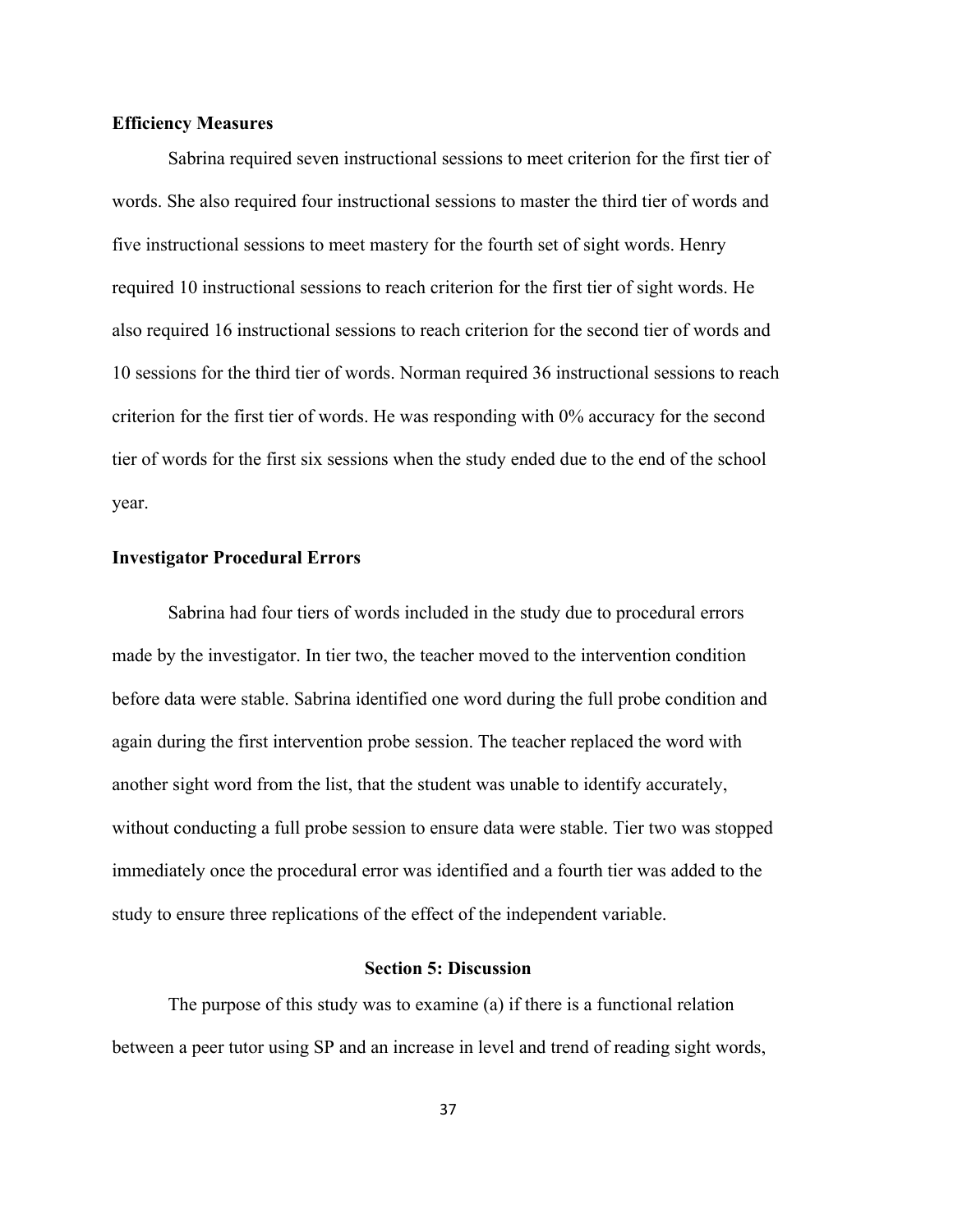### Efficiency Measures

Sabrina required seven instructional sessions to meet criterion for the first tier of words. She also required four instructional sessions to master the third tier of words and five instructional sessions to meet mastery for the fourth set of sight words. Henry required 10 instructional sessions to reach criterion for the first tier of sight words. He also required 16 instructional sessions to reach criterion for the second tier of words and 10 sessions for the third tier of words. Norman required 36 instructional sessions to reach criterion for the first tier of words. He was responding with 0% accuracy for the second tier of words for the first six sessions when the study ended due to the end of the school year.

### Investigator Procedural Errors

Sabrina had four tiers of words included in the study due to procedural errors made by the investigator. In tier two, the teacher moved to the intervention condition before data were stable. Sabrina identified one word during the full probe condition and again during the first intervention probe session. The teacher replaced the word with another sight word from the list, that the student was unable to identify accurately, without conducting a full probe session to ensure data were stable. Tier two was stopped immediately once the procedural error was identified and a fourth tier was added to the study to ensure three replications of the effect of the independent variable.

## Section 5: Discussion

The purpose of this study was to examine (a) if there is a functional relation between a peer tutor using SP and an increase in level and trend of reading sight words,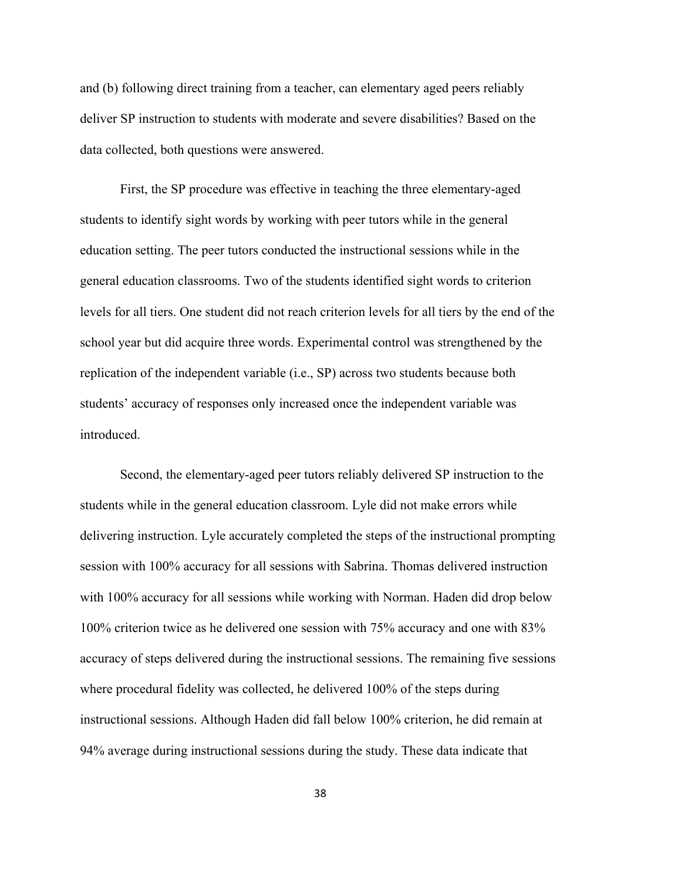and (b) following direct training from a teacher, can elementary aged peers reliably deliver SP instruction to students with moderate and severe disabilities? Based on the data collected, both questions were answered.

First, the SP procedure was effective in teaching the three elementary-aged students to identify sight words by working with peer tutors while in the general education setting. The peer tutors conducted the instructional sessions while in the general education classrooms. Two of the students identified sight words to criterion levels for all tiers. One student did not reach criterion levels for all tiers by the end of the school year but did acquire three words. Experimental control was strengthened by the replication of the independent variable (i.e., SP) across two students because both students' accuracy of responses only increased once the independent variable was introduced.

Second, the elementary-aged peer tutors reliably delivered SP instruction to the students while in the general education classroom. Lyle did not make errors while delivering instruction. Lyle accurately completed the steps of the instructional prompting session with 100% accuracy for all sessions with Sabrina. Thomas delivered instruction with 100% accuracy for all sessions while working with Norman. Haden did drop below 100% criterion twice as he delivered one session with 75% accuracy and one with 83% accuracy of steps delivered during the instructional sessions. The remaining five sessions where procedural fidelity was collected, he delivered 100% of the steps during instructional sessions. Although Haden did fall below 100% criterion, he did remain at 94% average during instructional sessions during the study. These data indicate that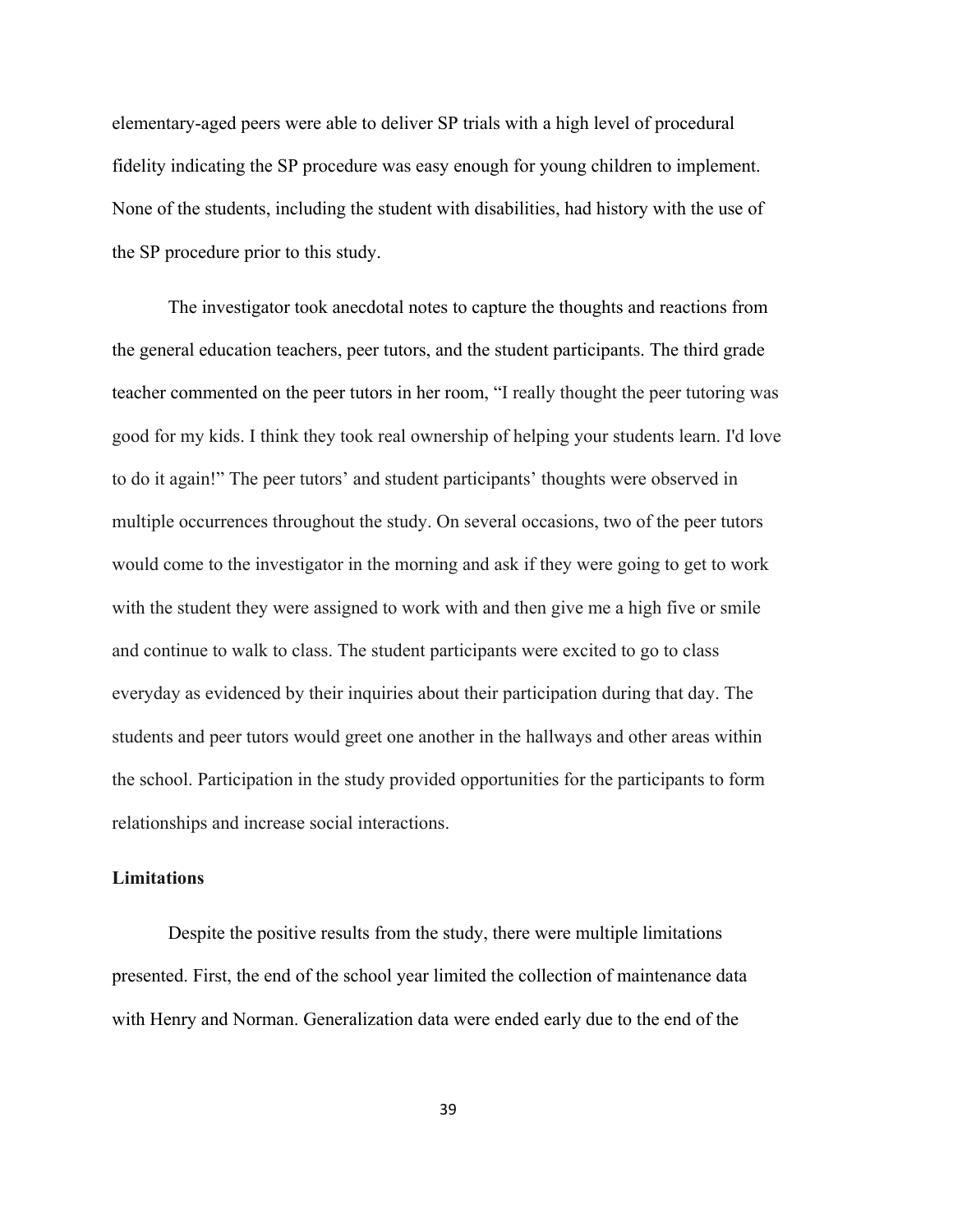elementary-aged peers were able to deliver SP trials with a high level of procedural fidelity indicating the SP procedure was easy enough for young children to implement. None of the students, including the student with disabilities, had history with the use of the SP procedure prior to this study.

The investigator took anecdotal notes to capture the thoughts and reactions from the general education teachers, peer tutors, and the student participants. The third grade teacher commented on the peer tutors in her room, "I really thought the peer tutoring was good for my kids. I think they took real ownership of helping your students learn. I'd love to do it again!" The peer tutors' and student participants' thoughts were observed in multiple occurrences throughout the study. On several occasions, two of the peer tutors would come to the investigator in the morning and ask if they were going to get to work with the student they were assigned to work with and then give me a high five or smile and continue to walk to class. The student participants were excited to go to class everyday as evidenced by their inquiries about their participation during that day. The students and peer tutors would greet one another in the hallways and other areas within the school. Participation in the study provided opportunities for the participants to form relationships and increase social interactions.

### Limitations

Despite the positive results from the study, there were multiple limitations presented. First, the end of the school year limited the collection of maintenance data with Henry and Norman. Generalization data were ended early due to the end of the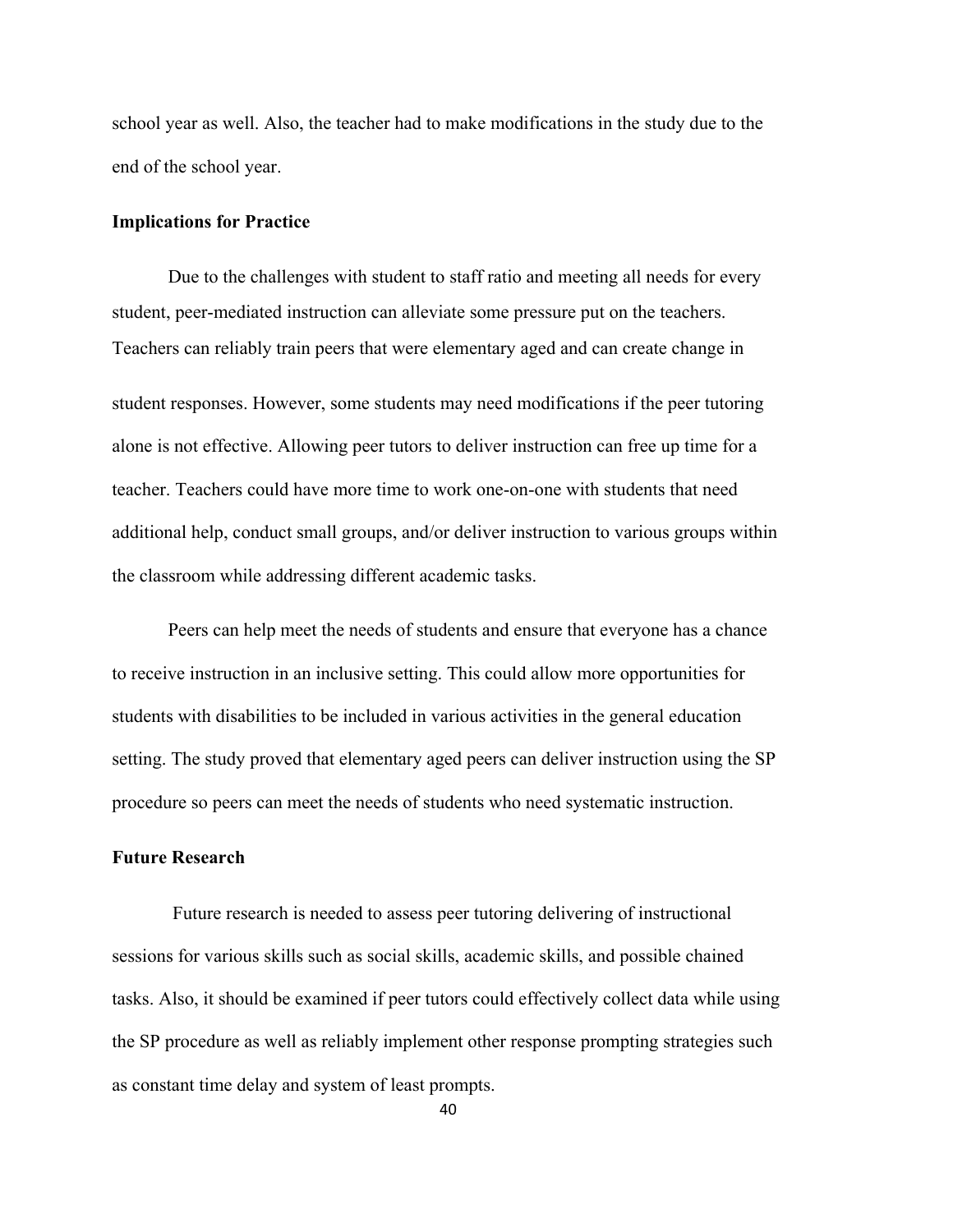school year as well. Also, the teacher had to make modifications in the study due to the end of the school year.

**Implications for Practice**

Due to the challenges with student to staff ratio and meeting all needs for every student, peer-mediated instruction can alleviate some pressure put on the teachers. Teachers can reliably train peers that were elementary aged and can create change in student responses. However, some students may need modifications if the peer tutoring alone is not effective. Allowing peer tutors to deliver instruction can free up time for a teacher. Teachers could have more time to work one-on-one with students that need additional help, conduct small groups, and/or deliver instruction to various groups within the classroom while addressing different academic tasks.

Peers can help meet the needs of students and ensure that everyone has a chance to receive instruction in an inclusive setting. This could allow more opportunities for students with disabilities to be included in various activities in the general education setting. The study proved that elementary aged peers can deliver instruction using the SP procedure so peers can meet the needs of students who need systematic instruction.

**Future Research**

Future research is needed to assess peer tutoring delivering of instructional sessions for various skills such as social skills, academic skills, and possible chained tasks. Also, it should be examined if peer tutors could effectively collect data while using the SP procedure as well as reliably implement other response prompting strategies such as constant time delay and system of least prompts.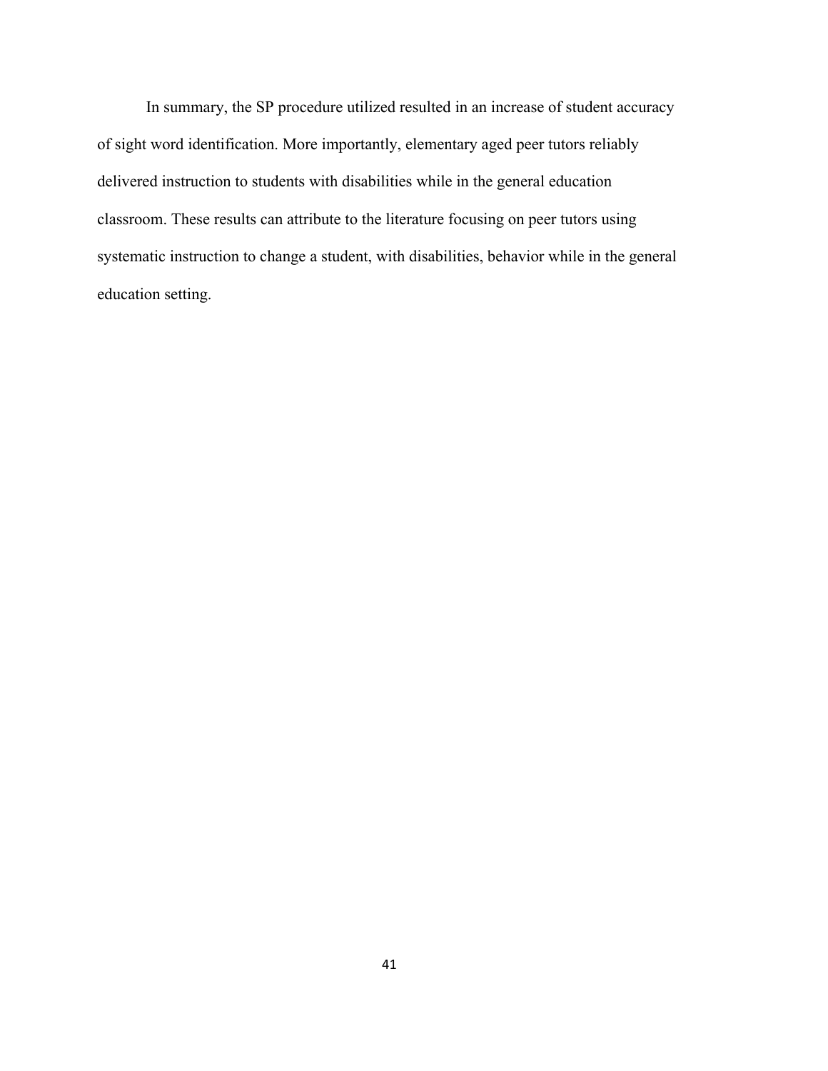In summary, the SP procedure utilized resulted in an increase of student accuracy of sight word identification. More importantly, elementary aged peer tutors reliably delivered instruction to students with disabilities while in the general education classroom. These results can attribute to the literature focusing on peer tutors using systematic instruction to change a student, with disabilities, behavior while in the general education setting.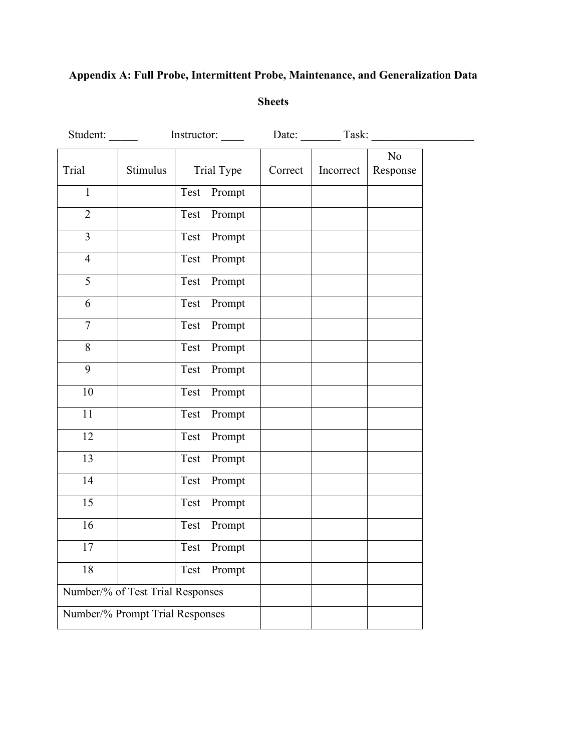**Appendix A: Full Probe, Intermittent Probe, Maintenance, and Generalization Data Sheets**

Student: _____ Instructor: ____ Date: _______ Task: __________________

| Trial | Stimulus | Trial Type | Correct | Incorrect | No Response |
|---|---|---|---|---|---|
| 1 | | Test Prompt | | | |
| 2 | | Test Prompt | | | |
| 3 | | Test Prompt | | | |
| 4 | | Test Prompt | | | |
| 5 | | Test Prompt | | | |
| 6 | | Test Prompt | | | |
| 7 | | Test Prompt | | | |
| 8 | | Test Prompt | | | |
| 9 | | Test Prompt | | | |
| 10 | | Test Prompt | | | |
| 11 | | Test Prompt | | | |
| 12 | | Test Prompt | | | |
| 13 | | Test Prompt | | | |
| 14 | | Test Prompt | | | |
| 15 | | Test Prompt | | | |
| 16 | | Test Prompt | | | |
| 17 | | Test Prompt | | | |
| 18 | | Test Prompt | | | |
| Number/% of Test Trial Responses | | | | | |
| Number/% Prompt Trial Responses | | | | | |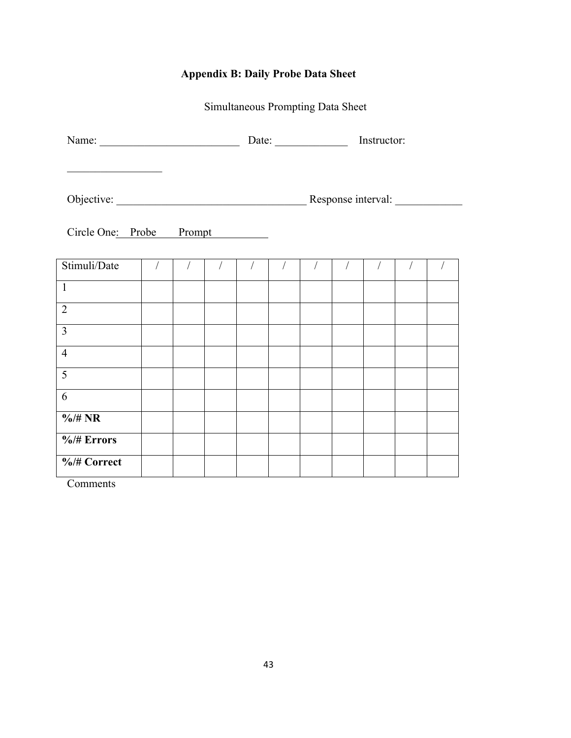**Appendix B: Daily Probe Data Sheet**

Simultaneous Prompting Data Sheet

Name: _________________________ Date: _____________ Instructor: _________________

Objective: __________________________________ Response interval: ____________

Circle One: Probe Prompt

| Stimuli/Date | / | / | / | / | / | / | / | / | / | / |
|---|---|---|---|---|---|---|---|---|---|---|
| 1 | | | | | | | | | | |
| 2 | | | | | | | | | | |
| 3 | | | | | | | | | | |
| 4 | | | | | | | | | | |
| 5 | | | | | | | | | | |
| 6 | | | | | | | | | | |
| **%/# NR** | | | | | | | | | | |
| **%/# Errors** | | | | | | | | | | |
| **%/# Correct** | | | | | | | | | | |

Comments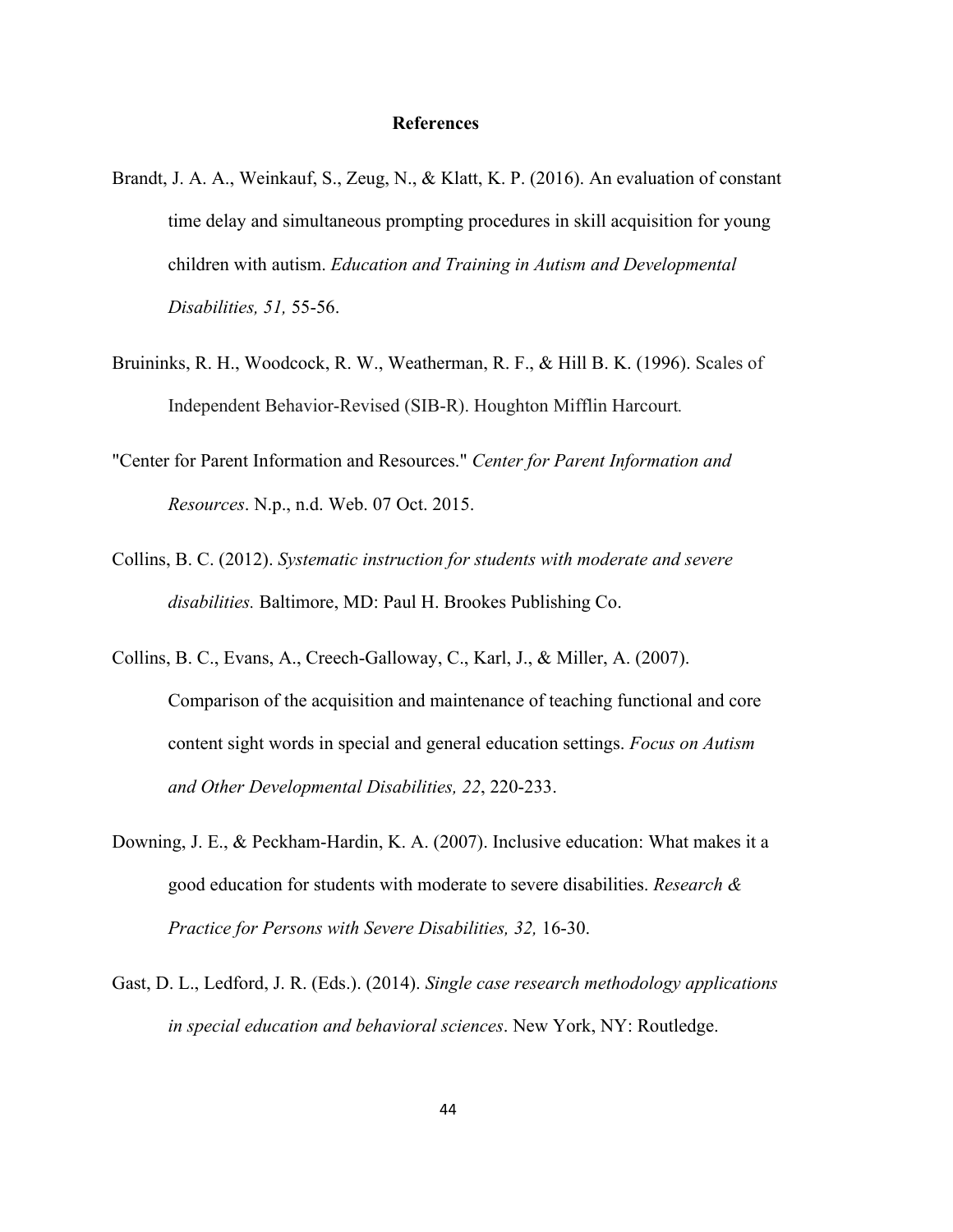**References**

Brandt, J. A. A., Weinkauf, S., Zeug, N., & Klatt, K. P. (2016). An evaluation of constant time delay and simultaneous prompting procedures in skill acquisition for young children with autism. *Education and Training in Autism and Developmental Disabilities, 51,* 55-56.

Bruininks, R. H., Woodcock, R. W., Weatherman, R. F., & Hill B. K. (1996). Scales of Independent Behavior-Revised (SIB-R). Houghton Mifflin Harcourt*.*

"Center for Parent Information and Resources." *Center for Parent Information and Resources*. N.p., n.d. Web. 07 Oct. 2015.

Collins, B. C. (2012). *Systematic instruction for students with moderate and severe disabilities.* Baltimore, MD: Paul H. Brookes Publishing Co.

Collins, B. C., Evans, A., Creech-Galloway, C., Karl, J., & Miller, A. (2007). Comparison of the acquisition and maintenance of teaching functional and core content sight words in special and general education settings. *Focus on Autism and Other Developmental Disabilities, 22*, 220-233.

Downing, J. E., & Peckham-Hardin, K. A. (2007). Inclusive education: What makes it a good education for students with moderate to severe disabilities. *Research & Practice for Persons with Severe Disabilities, 32,* 16-30.

Gast, D. L., Ledford, J. R. (Eds.). (2014). *Single case research methodology applications in special education and behavioral sciences*. New York, NY: Routledge.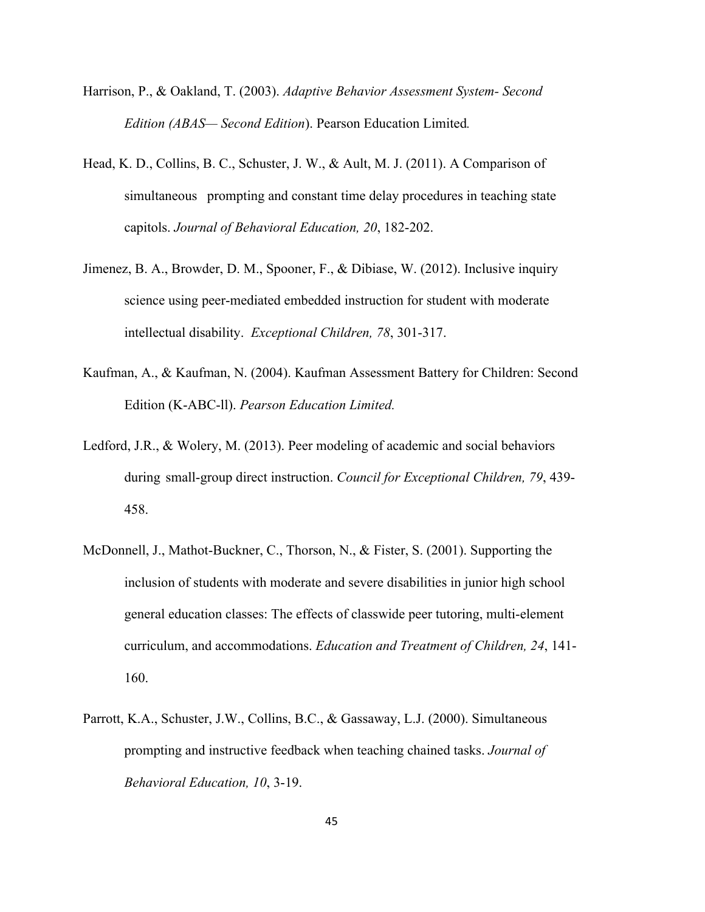Harrison, P., & Oakland, T. (2003). *Adaptive Behavior Assessment System- Second Edition (ABAS— Second Edition*). Pearson Education Limited*.*

Head, K. D., Collins, B. C., Schuster, J. W., & Ault, M. J. (2011). A Comparison of simultaneous prompting and constant time delay procedures in teaching state capitols. *Journal of Behavioral Education, 20*, 182-202.

Jimenez, B. A., Browder, D. M., Spooner, F., & Dibiase, W. (2012). Inclusive inquiry science using peer-mediated embedded instruction for student with moderate intellectual disability. *Exceptional Children, 78*, 301-317.

Kaufman, A., & Kaufman, N. (2004). Kaufman Assessment Battery for Children: Second Edition (K-ABC-ll). *Pearson Education Limited.*

Ledford, J.R., & Wolery, M. (2013). Peer modeling of academic and social behaviors during small-group direct instruction. *Council for Exceptional Children, 79*, 439-458.

McDonnell, J., Mathot-Buckner, C., Thorson, N., & Fister, S. (2001). Supporting the inclusion of students with moderate and severe disabilities in junior high school general education classes: The effects of classwide peer tutoring, multi-element curriculum, and accommodations. *Education and Treatment of Children, 24*, 141-160.

Parrott, K.A., Schuster, J.W., Collins, B.C., & Gassaway, L.J. (2000). Simultaneous prompting and instructive feedback when teaching chained tasks. *Journal of Behavioral Education, 10*, 3-19.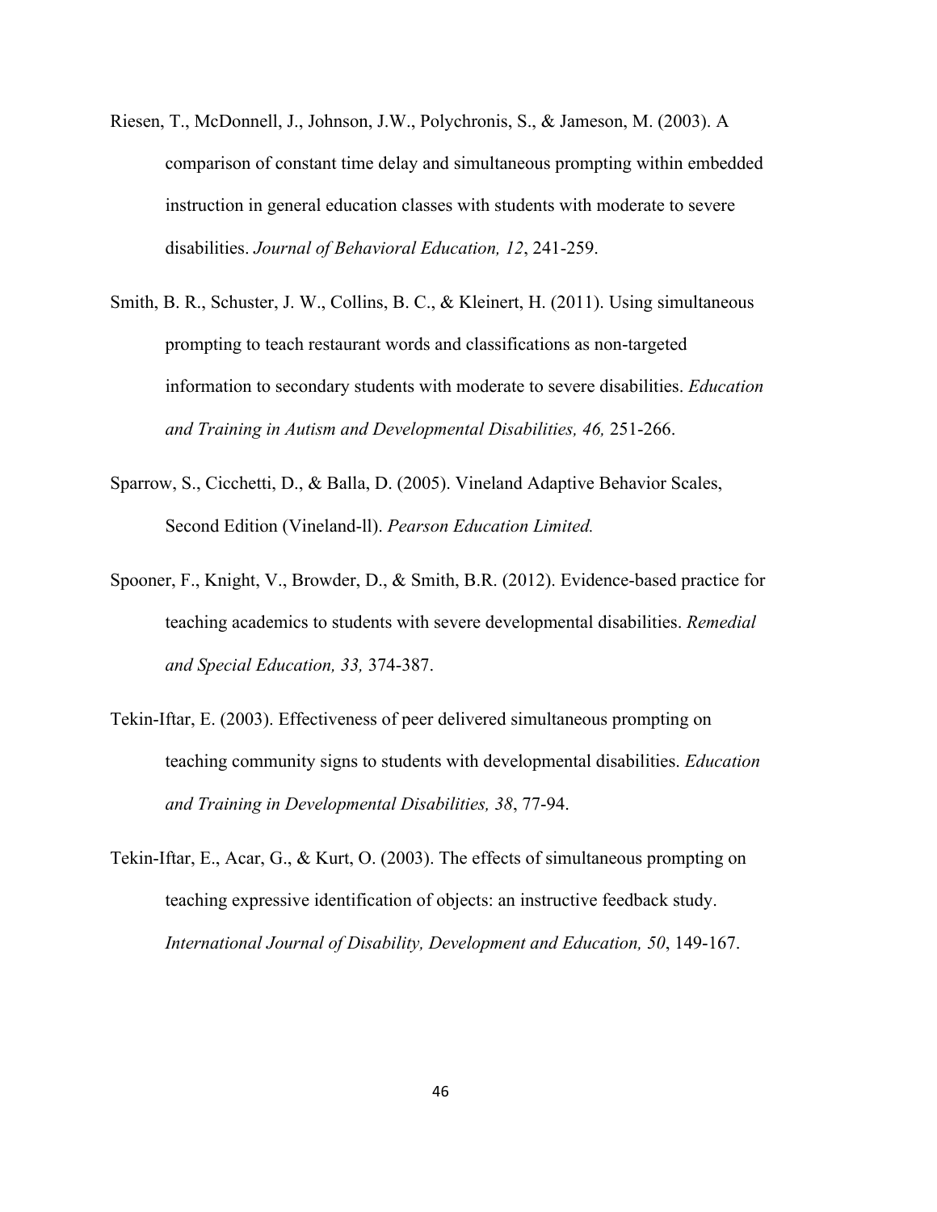Riesen, T., McDonnell, J., Johnson, J.W., Polychronis, S., & Jameson, M. (2003). A comparison of constant time delay and simultaneous prompting within embedded instruction in general education classes with students with moderate to severe disabilities. *Journal of Behavioral Education, 12*, 241-259.

Smith, B. R., Schuster, J. W., Collins, B. C., & Kleinert, H. (2011). Using simultaneous prompting to teach restaurant words and classifications as non-targeted information to secondary students with moderate to severe disabilities. *Education and Training in Autism and Developmental Disabilities, 46,* 251-266.

Sparrow, S., Cicchetti, D., & Balla, D. (2005). Vineland Adaptive Behavior Scales, Second Edition (Vineland-ll). *Pearson Education Limited.*

Spooner, F., Knight, V., Browder, D., & Smith, B.R. (2012). Evidence-based practice for teaching academics to students with severe developmental disabilities. *Remedial and Special Education, 33,* 374-387.

Tekin-Iftar, E. (2003). Effectiveness of peer delivered simultaneous prompting on teaching community signs to students with developmental disabilities. *Education and Training in Developmental Disabilities, 38*, 77-94.

Tekin-Iftar, E., Acar, G., & Kurt, O. (2003). The effects of simultaneous prompting on teaching expressive identification of objects: an instructive feedback study. *International Journal of Disability, Development and Education, 50*, 149-167.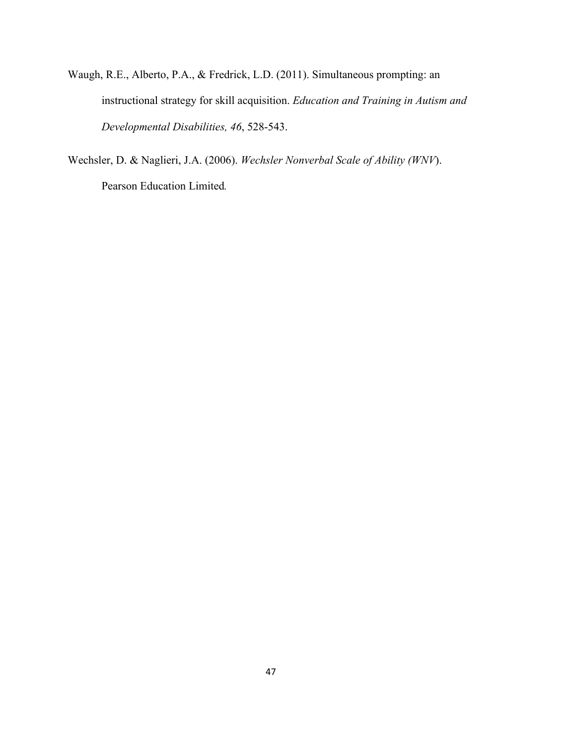Waugh, R.E., Alberto, P.A., & Fredrick, L.D. (2011). Simultaneous prompting: an instructional strategy for skill acquisition. *Education and Training in Autism and Developmental Disabilities, 46*, 528-543.

Wechsler, D. & Naglieri, J.A. (2006). *Wechsler Nonverbal Scale of Ability (WNV*). Pearson Education Limited.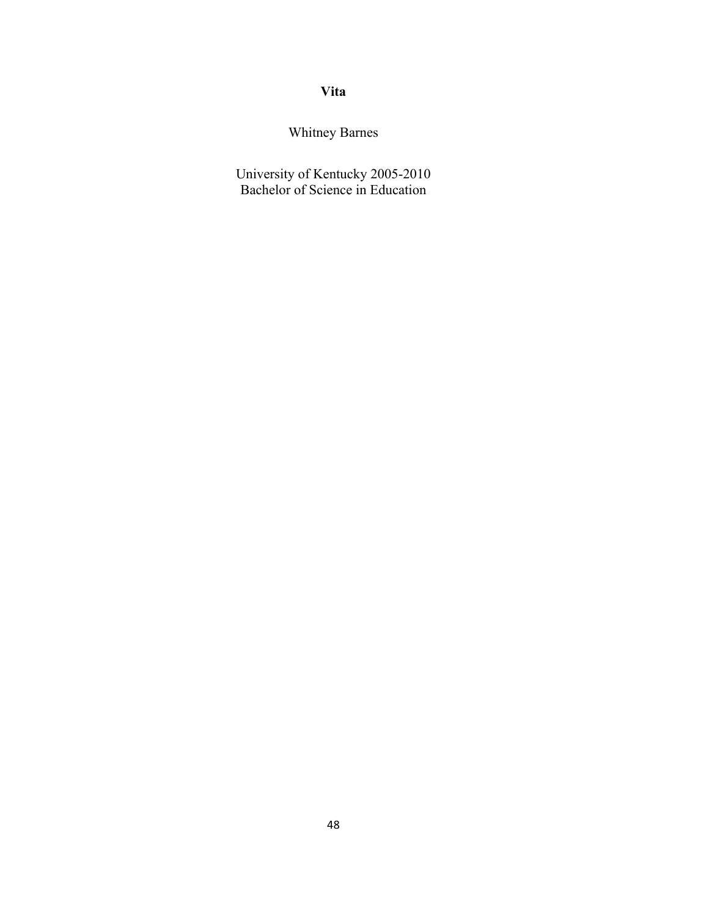# Vita

Whitney Barnes

University of Kentucky 2005-2010
Bachelor of Science in Education